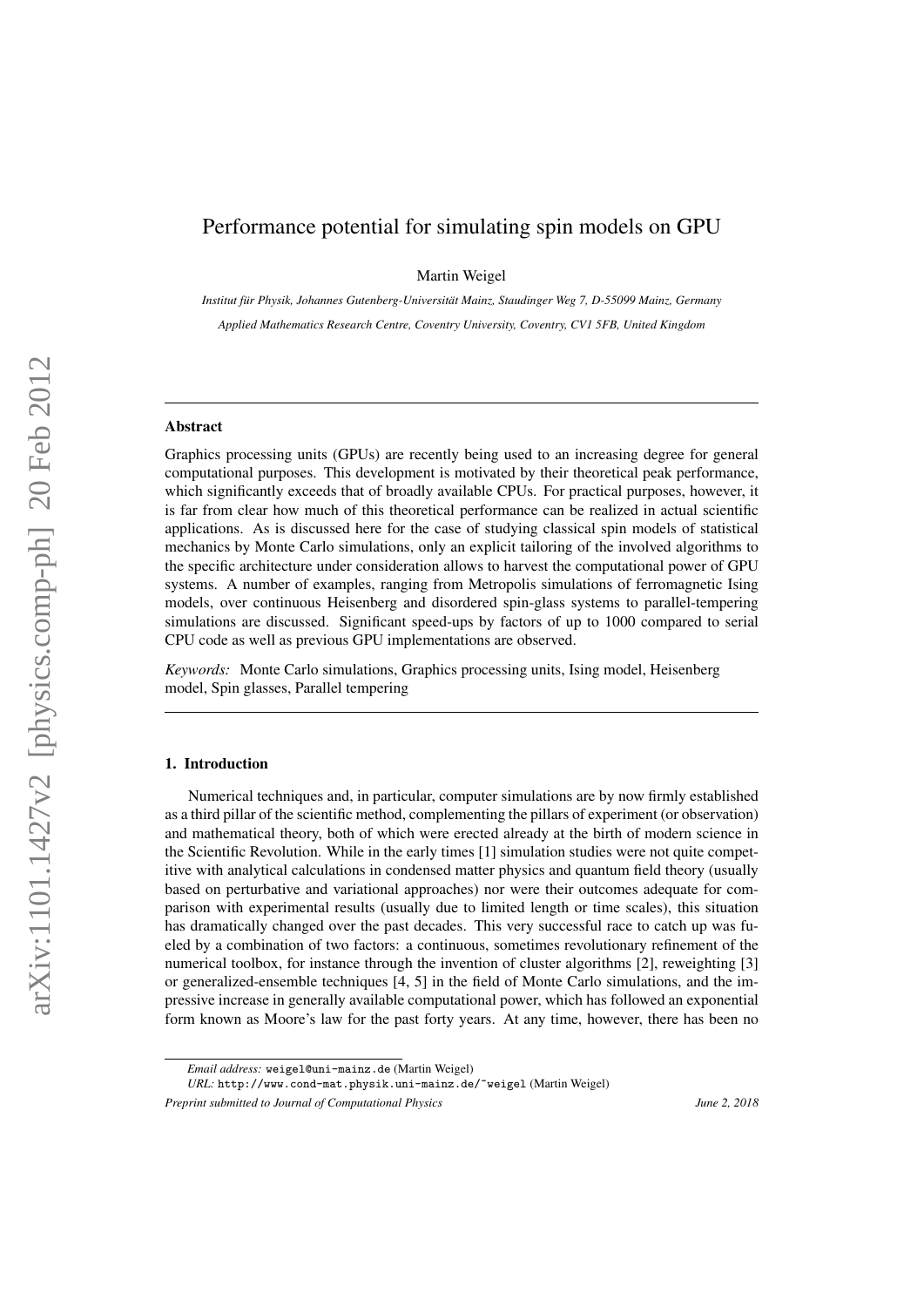# Performance potential for simulating spin models on GPU

Martin Weigel

*Institut für Physik, Johannes Gutenberg-Universität Mainz, Staudinger Weg 7, D-55099 Mainz, Germany*

*Applied Mathematics Research Centre, Coventry University, Coventry, CV1 5FB, United Kingdom*

---

## Abstract

Graphics processing units (GPUs) are recently being used to an increasing degree for general computational purposes. This development is motivated by their theoretical peak performance, which significantly exceeds that of broadly available CPUs. For practical purposes, however, it is far from clear how much of this theoretical performance can be realized in actual scientific applications. As is discussed here for the case of studying classical spin models of statistical mechanics by Monte Carlo simulations, only an explicit tailoring of the involved algorithms to the specific architecture under consideration allows to harvest the computational power of GPU systems. A number of examples, ranging from Metropolis simulations of ferromagnetic Ising models, over continuous Heisenberg and disordered spin-glass systems to parallel-tempering simulations are discussed. Significant speed-ups by factors of up to 1000 compared to serial CPU code as well as previous GPU implementations are observed.

*Keywords:* Monte Carlo simulations, Graphics processing units, Ising model, Heisenberg model, Spin glasses, Parallel tempering

---

## 1. Introduction

Numerical techniques and, in particular, computer simulations are by now firmly established as a third pillar of the scientific method, complementing the pillars of experiment (or observation) and mathematical theory, both of which were erected already at the birth of modern science in the Scientific Revolution. While in the early times [1] simulation studies were not quite competitive with analytical calculations in condensed matter physics and quantum field theory (usually based on perturbative and variational approaches) nor were their outcomes adequate for comparison with experimental results (usually due to limited length or time scales), this situation has dramatically changed over the past decades. This very successful race to catch up was fueled by a combination of two factors: a continuous, sometimes revolutionary refinement of the numerical toolbox, for instance through the invention of cluster algorithms [2], reweighting [3] or generalized-ensemble techniques [4, 5] in the field of Monte Carlo simulations, and the impressive increase in generally available computational power, which has followed an exponential form known as Moore's law for the past forty years. At any time, however, there has been no

*Email address:* weigel@uni-mainz.de (Martin Weigel)

*URL:* http://www.cond-mat.physik.uni-mainz.de/~weigel (Martin Weigel)

*Preprint submitted to Journal of Computational Physics* June 2, 2018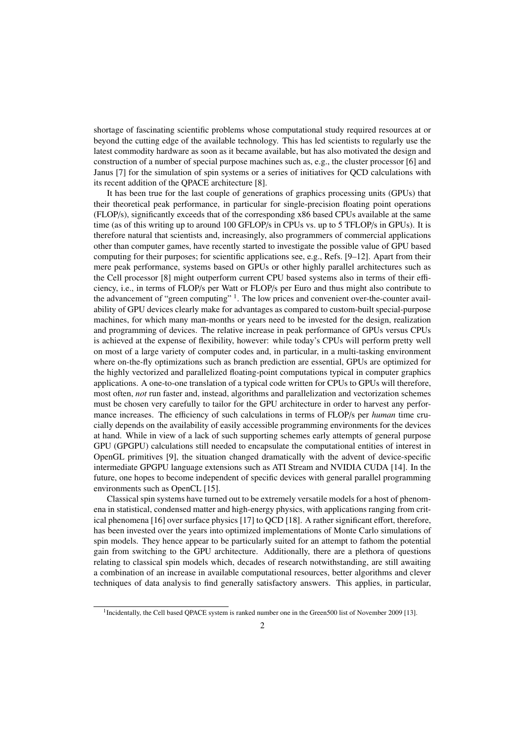shortage of fascinating scientific problems whose computational study required resources at or beyond the cutting edge of the available technology. This has led scientists to regularly use the latest commodity hardware as soon as it became available, but has also motivated the design and construction of a number of special purpose machines such as, e.g., the cluster processor [6] and Janus [7] for the simulation of spin systems or a series of initiatives for QCD calculations with its recent addition of the QPACE architecture [8].

It has been true for the last couple of generations of graphics processing units (GPUs) that their theoretical peak performance, in particular for single-precision floating point operations (FLOP/s), significantly exceeds that of the corresponding x86 based CPUs available at the same time (as of this writing up to around 100 GFLOP/s in CPUs vs. up to 5 TFLOP/s in GPUs). It is therefore natural that scientists and, increasingly, also programmers of commercial applications other than computer games, have recently started to investigate the possible value of GPU based computing for their purposes; for scientific applications see, e.g., Refs. [9–12]. Apart from their mere peak performance, systems based on GPUs or other highly parallel architectures such as the Cell processor [8] might outperform current CPU based systems also in terms of their efficiency, i.e., in terms of FLOP/s per Watt or FLOP/s per Euro and thus might also contribute to the advancement of "green computing" [1]. The low prices and convenient over-the-counter availability of GPU devices clearly make for advantages as compared to custom-built special-purpose machines, for which many man-months or years need to be invested for the design, realization and programming of devices. The relative increase in peak performance of GPUs versus CPUs is achieved at the expense of flexibility, however: while today's CPUs will perform pretty well on most of a large variety of computer codes and, in particular, in a multi-tasking environment where on-the-fly optimizations such as branch prediction are essential, GPUs are optimized for the highly vectorized and parallelized floating-point computations typical in computer graphics applications. A one-to-one translation of a typical code written for CPUs to GPUs will therefore, most often, *not* run faster and, instead, algorithms and parallelization and vectorization schemes must be chosen very carefully to tailor for the GPU architecture in order to harvest any performance increases. The efficiency of such calculations in terms of FLOP/s per *human* time crucially depends on the availability of easily accessible programming environments for the devices at hand. While in view of a lack of such supporting schemes early attempts of general purpose GPU (GPGPU) calculations still needed to encapsulate the computational entities of interest in OpenGL primitives [9], the situation changed dramatically with the advent of device-specific intermediate GPGPU language extensions such as ATI Stream and NVIDIA CUDA [14]. In the future, one hopes to become independent of specific devices with general parallel programming environments such as OpenCL [15].

Classical spin systems have turned out to be extremely versatile models for a host of phenomena in statistical, condensed matter and high-energy physics, with applications ranging from critical phenomena [16] over surface physics [17] to QCD [18]. A rather significant effort, therefore, has been invested over the years into optimized implementations of Monte Carlo simulations of spin models. They hence appear to be particularly suited for an attempt to fathom the potential gain from switching to the GPU architecture. Additionally, there are a plethora of questions relating to classical spin models which, decades of research notwithstanding, are still awaiting a combination of an increase in available computational resources, better algorithms and clever techniques of data analysis to find generally satisfactory answers. This applies, in particular,

[1] Incidentally, the Cell based QPACE system is ranked number one in the Green500 list of November 2009 [13].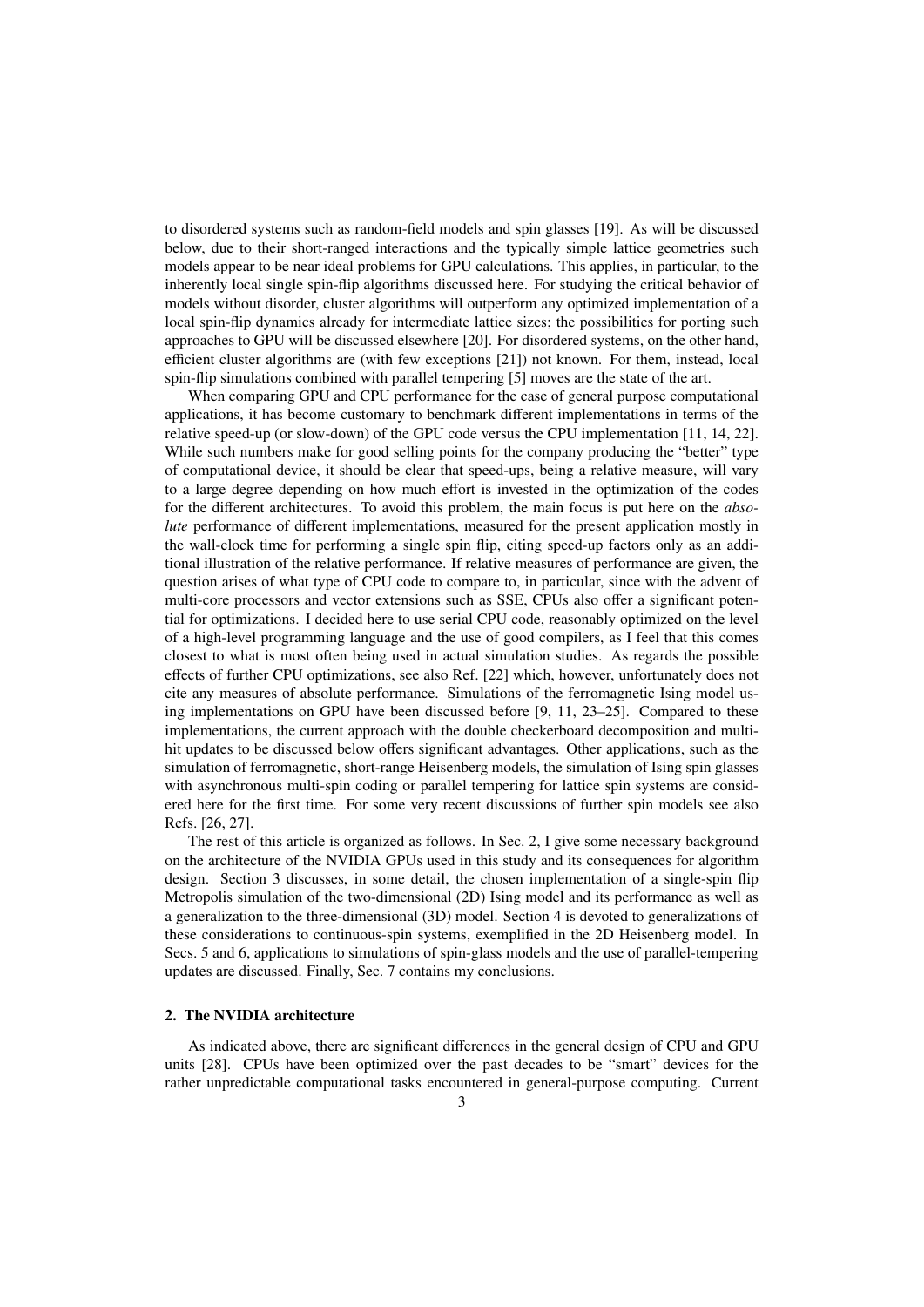to disordered systems such as random-field models and spin glasses [19]. As will be discussed below, due to their short-ranged interactions and the typically simple lattice geometries such models appear to be near ideal problems for GPU calculations. This applies, in particular, to the inherently local single spin-flip algorithms discussed here. For studying the critical behavior of models without disorder, cluster algorithms will outperform any optimized implementation of a local spin-flip dynamics already for intermediate lattice sizes; the possibilities for porting such approaches to GPU will be discussed elsewhere [20]. For disordered systems, on the other hand, efficient cluster algorithms are (with few exceptions [21]) not known. For them, instead, local spin-flip simulations combined with parallel tempering [5] moves are the state of the art.

When comparing GPU and CPU performance for the case of general purpose computational applications, it has become customary to benchmark different implementations in terms of the relative speed-up (or slow-down) of the GPU code versus the CPU implementation [11, 14, 22]. While such numbers make for good selling points for the company producing the "better" type of computational device, it should be clear that speed-ups, being a relative measure, will vary to a large degree depending on how much effort is invested in the optimization of the codes for the different architectures. To avoid this problem, the main focus is put here on the *absolute* performance of different implementations, measured for the present application mostly in the wall-clock time for performing a single spin flip, citing speed-up factors only as an additional illustration of the relative performance. If relative measures of performance are given, the question arises of what type of CPU code to compare to, in particular, since with the advent of multi-core processors and vector extensions such as SSE, CPUs also offer a significant potential for optimizations. I decided here to use serial CPU code, reasonably optimized on the level of a high-level programming language and the use of good compilers, as I feel that this comes closest to what is most often being used in actual simulation studies. As regards the possible effects of further CPU optimizations, see also Ref. [22] which, however, unfortunately does not cite any measures of absolute performance. Simulations of the ferromagnetic Ising model using implementations on GPU have been discussed before [9, 11, 23–25]. Compared to these implementations, the current approach with the double checkerboard decomposition and multi-hit updates to be discussed below offers significant advantages. Other applications, such as the simulation of ferromagnetic, short-range Heisenberg models, the simulation of Ising spin glasses with asynchronous multi-spin coding or parallel tempering for lattice spin systems are considered here for the first time. For some very recent discussions of further spin models see also Refs. [26, 27].

The rest of this article is organized as follows. In Sec. 2, I give some necessary background on the architecture of the NVIDIA GPUs used in this study and its consequences for algorithm design. Section 3 discusses, in some detail, the chosen implementation of a single-spin flip Metropolis simulation of the two-dimensional (2D) Ising model and its performance as well as a generalization to the three-dimensional (3D) model. Section 4 is devoted to generalizations of these considerations to continuous-spin systems, exemplified in the 2D Heisenberg model. In Secs. 5 and 6, applications to simulations of spin-glass models and the use of parallel-tempering updates are discussed. Finally, Sec. 7 contains my conclusions.

## 2. The NVIDIA architecture

As indicated above, there are significant differences in the general design of CPU and GPU units [28]. CPUs have been optimized over the past decades to be "smart" devices for the rather unpredictable computational tasks encountered in general-purpose computing. Current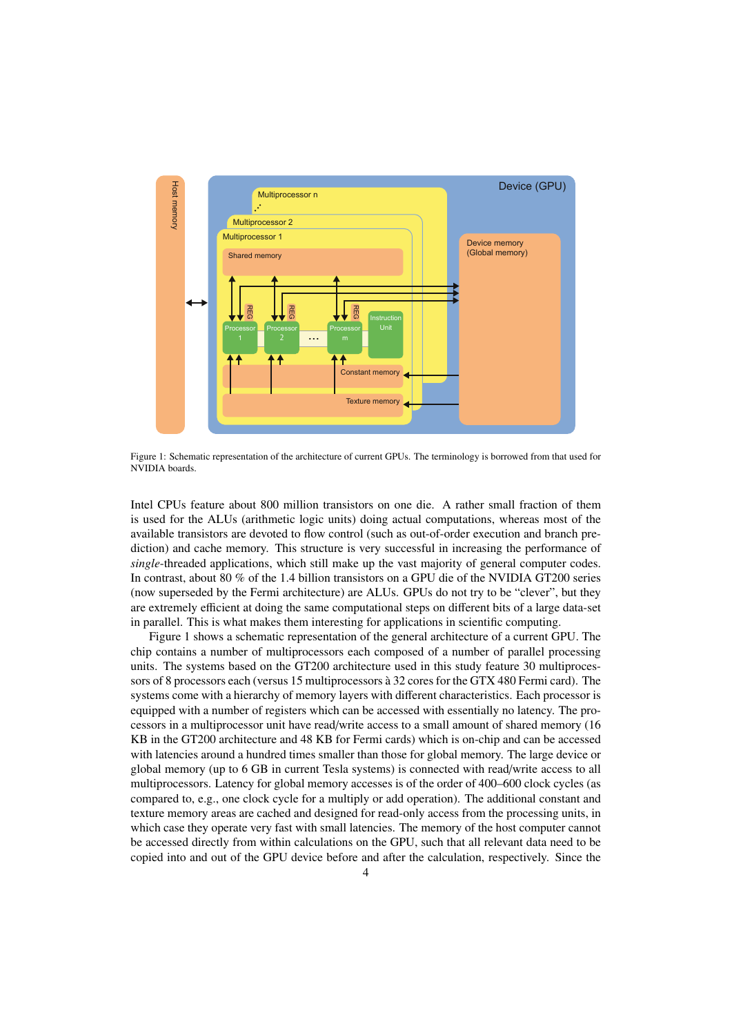Figure 1: Schematic representation of the architecture of current GPUs. The terminology is borrowed from that used for NVIDIA boards.

Intel CPUs feature about 800 million transistors on one die. A rather small fraction of them is used for the ALUs (arithmetic logic units) doing actual computations, whereas most of the available transistors are devoted to flow control (such as out-of-order execution and branch prediction) and cache memory. This structure is very successful in increasing the performance of *single*-threaded applications, which still make up the vast majority of general computer codes. In contrast, about 80 % of the 1.4 billion transistors on a GPU die of the NVIDIA GT200 series (now superseded by the Fermi architecture) are ALUs. GPUs do not try to be "clever", but they are extremely efficient at doing the same computational steps on different bits of a large data-set in parallel. This is what makes them interesting for applications in scientific computing.

Figure 1 shows a schematic representation of the general architecture of a current GPU. The chip contains a number of multiprocessors each composed of a number of parallel processing units. The systems based on the GT200 architecture used in this study feature 30 multiprocessors of 8 processors each (versus 15 multiprocessors à 32 cores for the GTX 480 Fermi card). The systems come with a hierarchy of memory layers with different characteristics. Each processor is equipped with a number of registers which can be accessed with essentially no latency. The processors in a multiprocessor unit have read/write access to a small amount of shared memory (16 KB in the GT200 architecture and 48 KB for Fermi cards) which is on-chip and can be accessed with latencies around a hundred times smaller than those for global memory. The large device or global memory (up to 6 GB in current Tesla systems) is connected with read/write access to all multiprocessors. Latency for global memory accesses is of the order of 400–600 clock cycles (as compared to, e.g., one clock cycle for a multiply or add operation). The additional constant and texture memory areas are cached and designed for read-only access from the processing units, in which case they operate very fast with small latencies. The memory of the host computer cannot be accessed directly from within calculations on the GPU, such that all relevant data need to be copied into and out of the GPU device before and after the calculation, respectively. Since the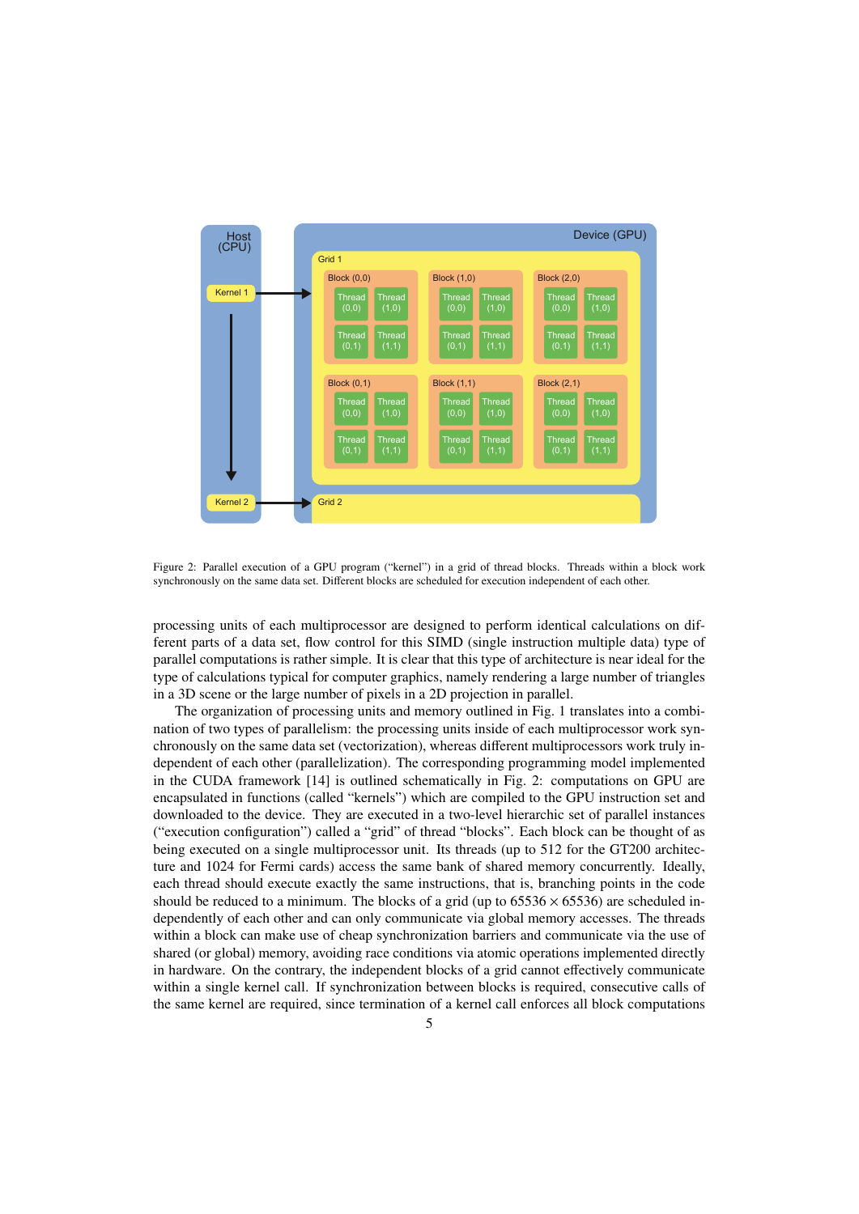Figure 2: Parallel execution of a GPU program ("kernel") in a grid of thread blocks. Threads within a block work synchronously on the same data set. Different blocks are scheduled for execution independent of each other.

processing units of each multiprocessor are designed to perform identical calculations on different parts of a data set, flow control for this SIMD (single instruction multiple data) type of parallel computations is rather simple. It is clear that this type of architecture is near ideal for the type of calculations typical for computer graphics, namely rendering a large number of triangles in a 3D scene or the large number of pixels in a 2D projection in parallel.

The organization of processing units and memory outlined in Fig. 1 translates into a combination of two types of parallelism: the processing units inside of each multiprocessor work synchronously on the same data set (vectorization), whereas different multiprocessors work truly independent of each other (parallelization). The corresponding programming model implemented in the CUDA framework [14] is outlined schematically in Fig. 2: computations on GPU are encapsulated in functions (called "kernels") which are compiled to the GPU instruction set and downloaded to the device. They are executed in a two-level hierarchic set of parallel instances ("execution configuration") called a "grid" of thread "blocks". Each block can be thought of as being executed on a single multiprocessor unit. Its threads (up to 512 for the GT200 architecture and 1024 for Fermi cards) access the same bank of shared memory concurrently. Ideally, each thread should execute exactly the same instructions, that is, branching points in the code should be reduced to a minimum. The blocks of a grid (up to $65536 \times 65536$) are scheduled independently of each other and can only communicate via global memory accesses. The threads within a block can make use of cheap synchronization barriers and communicate via the use of shared (or global) memory, avoiding race conditions via atomic operations implemented directly in hardware. On the contrary, the independent blocks of a grid cannot effectively communicate within a single kernel call. If synchronization between blocks is required, consecutive calls of the same kernel are required, since termination of a kernel call enforces all block computations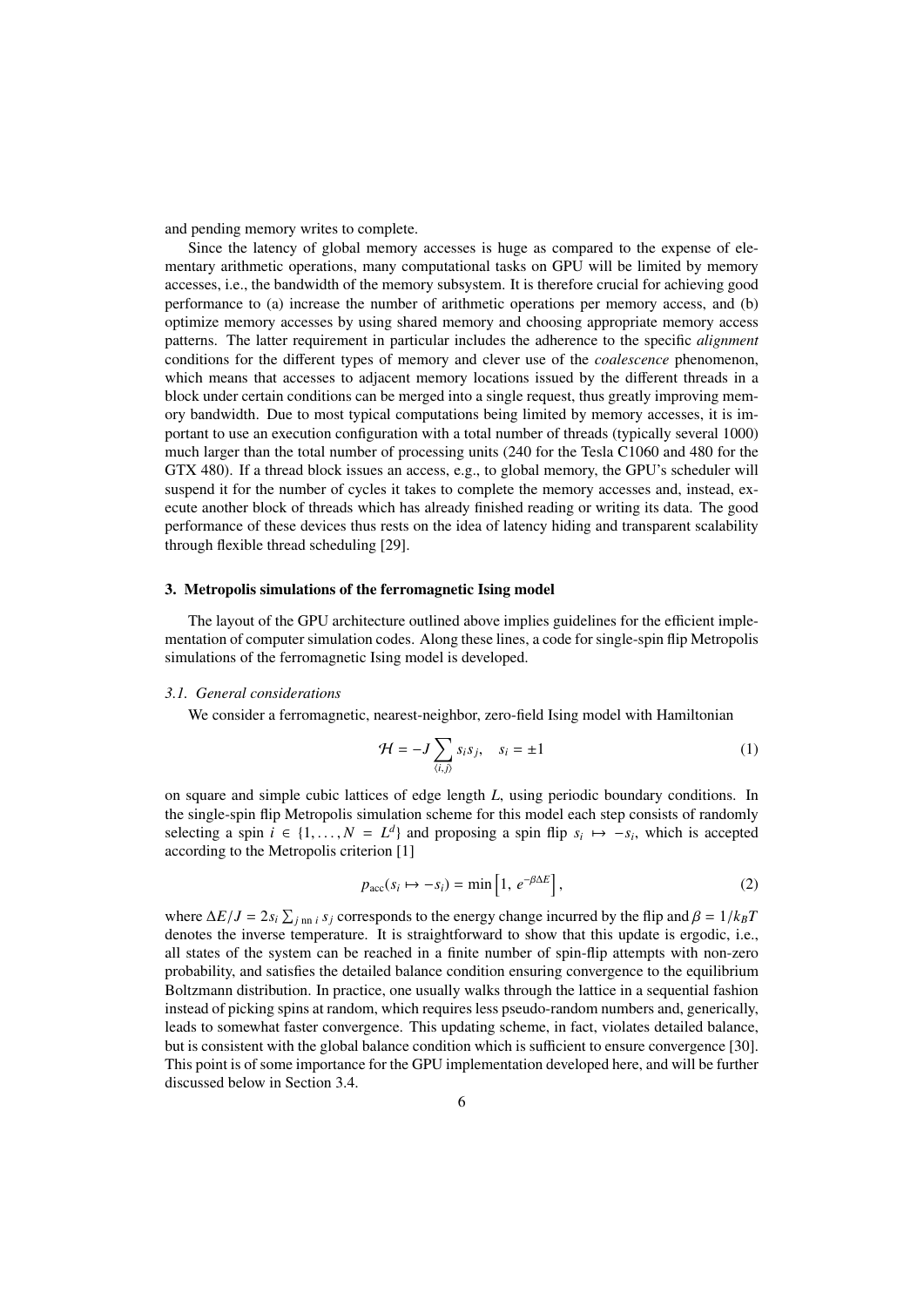and pending memory writes to complete.

Since the latency of global memory accesses is huge as compared to the expense of elementary arithmetic operations, many computational tasks on GPU will be limited by memory accesses, i.e., the bandwidth of the memory subsystem. It is therefore crucial for achieving good performance to (a) increase the number of arithmetic operations per memory access, and (b) optimize memory accesses by using shared memory and choosing appropriate memory access patterns. The latter requirement in particular includes the adherence to the specific *alignment* conditions for the different types of memory and clever use of the *coalescence* phenomenon, which means that accesses to adjacent memory locations issued by the different threads in a block under certain conditions can be merged into a single request, thus greatly improving memory bandwidth. Due to most typical computations being limited by memory accesses, it is important to use an execution configuration with a total number of threads (typically several 1000) much larger than the total number of processing units (240 for the Tesla C1060 and 480 for the GTX 480). If a thread block issues an access, e.g., to global memory, the GPU's scheduler will suspend it for the number of cycles it takes to complete the memory accesses and, instead, execute another block of threads which has already finished reading or writing its data. The good performance of these devices thus rests on the idea of latency hiding and transparent scalability through flexible thread scheduling [29].

## 3. Metropolis simulations of the ferromagnetic Ising model

The layout of the GPU architecture outlined above implies guidelines for the efficient implementation of computer simulation codes. Along these lines, a code for single-spin flip Metropolis simulations of the ferromagnetic Ising model is developed.

### 3.1. General considerations

We consider a ferromagnetic, nearest-neighbor, zero-field Ising model with Hamiltonian

$$\mathcal{H} = -J \sum_{\langle i,j \rangle} s_i s_j, \quad s_i = \pm 1 \tag{1}$$

on square and simple cubic lattices of edge length $L$, using periodic boundary conditions. In the single-spin flip Metropolis simulation scheme for this model each step consists of randomly selecting a spin $i \in \{1, \ldots, N = L^d\}$ and proposing a spin flip $s_i \mapsto -s_i$, which is accepted according to the Metropolis criterion [1]

$$p_{\mathrm{acc}}(s_i \mapsto -s_i) = \min\left[1,\, e^{-\beta \Delta E}\right], \tag{2}$$

where $\Delta E/J = 2s_i \sum_{j\ \mathrm{nn}\ i} s_j$ corresponds to the energy change incurred by the flip and $\beta = 1/k_B T$ denotes the inverse temperature. It is straightforward to show that this update is ergodic, i.e., all states of the system can be reached in a finite number of spin-flip attempts with non-zero probability, and satisfies the detailed balance condition ensuring convergence to the equilibrium Boltzmann distribution. In practice, one usually walks through the lattice in a sequential fashion instead of picking spins at random, which requires less pseudo-random numbers and, generically, leads to somewhat faster convergence. This updating scheme, in fact, violates detailed balance, but is consistent with the global balance condition which is sufficient to ensure convergence [30]. This point is of some importance for the GPU implementation developed here, and will be further discussed below in Section 3.4.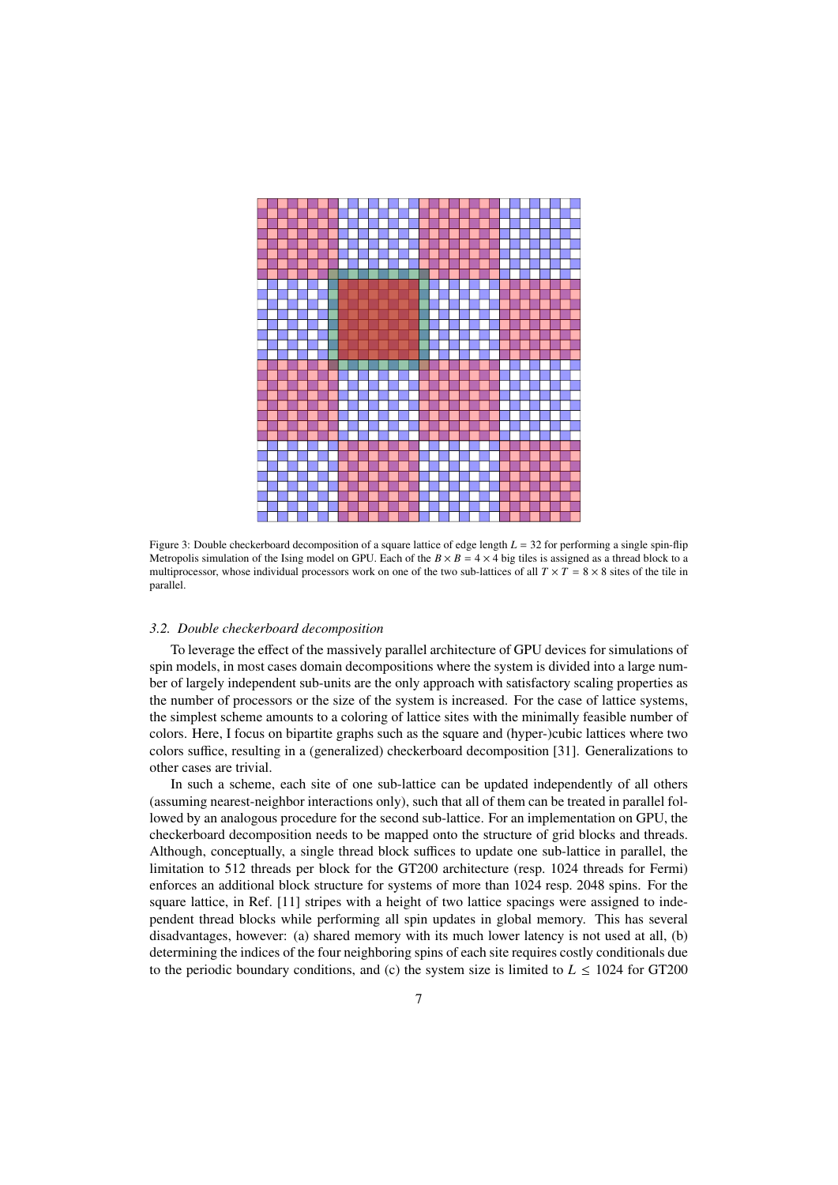Figure 3: Double checkerboard decomposition of a square lattice of edge length $L = 32$ for performing a single spin-flip Metropolis simulation of the Ising model on GPU. Each of the $B \times B = 4 \times 4$ big tiles is assigned as a thread block to a multiprocessor, whose individual processors work on one of the two sub-lattices of all $T \times T = 8 \times 8$ sites of the tile in parallel.

### *3.2. Double checkerboard decomposition*

To leverage the effect of the massively parallel architecture of GPU devices for simulations of spin models, in most cases domain decompositions where the system is divided into a large number of largely independent sub-units are the only approach with satisfactory scaling properties as the number of processors or the size of the system is increased. For the case of lattice systems, the simplest scheme amounts to a coloring of lattice sites with the minimally feasible number of colors. Here, I focus on bipartite graphs such as the square and (hyper-)cubic lattices where two colors suffice, resulting in a (generalized) checkerboard decomposition [31]. Generalizations to other cases are trivial.

In such a scheme, each site of one sub-lattice can be updated independently of all others (assuming nearest-neighbor interactions only), such that all of them can be treated in parallel followed by an analogous procedure for the second sub-lattice. For an implementation on GPU, the checkerboard decomposition needs to be mapped onto the structure of grid blocks and threads. Although, conceptually, a single thread block suffices to update one sub-lattice in parallel, the limitation to 512 threads per block for the GT200 architecture (resp. 1024 threads for Fermi) enforces an additional block structure for systems of more than 1024 resp. 2048 spins. For the square lattice, in Ref. [11] stripes with a height of two lattice spacings were assigned to independent thread blocks while performing all spin updates in global memory. This has several disadvantages, however: (a) shared memory with its much lower latency is not used at all, (b) determining the indices of the four neighboring spins of each site requires costly conditionals due to the periodic boundary conditions, and (c) the system size is limited to $L \leq 1024$ for GT200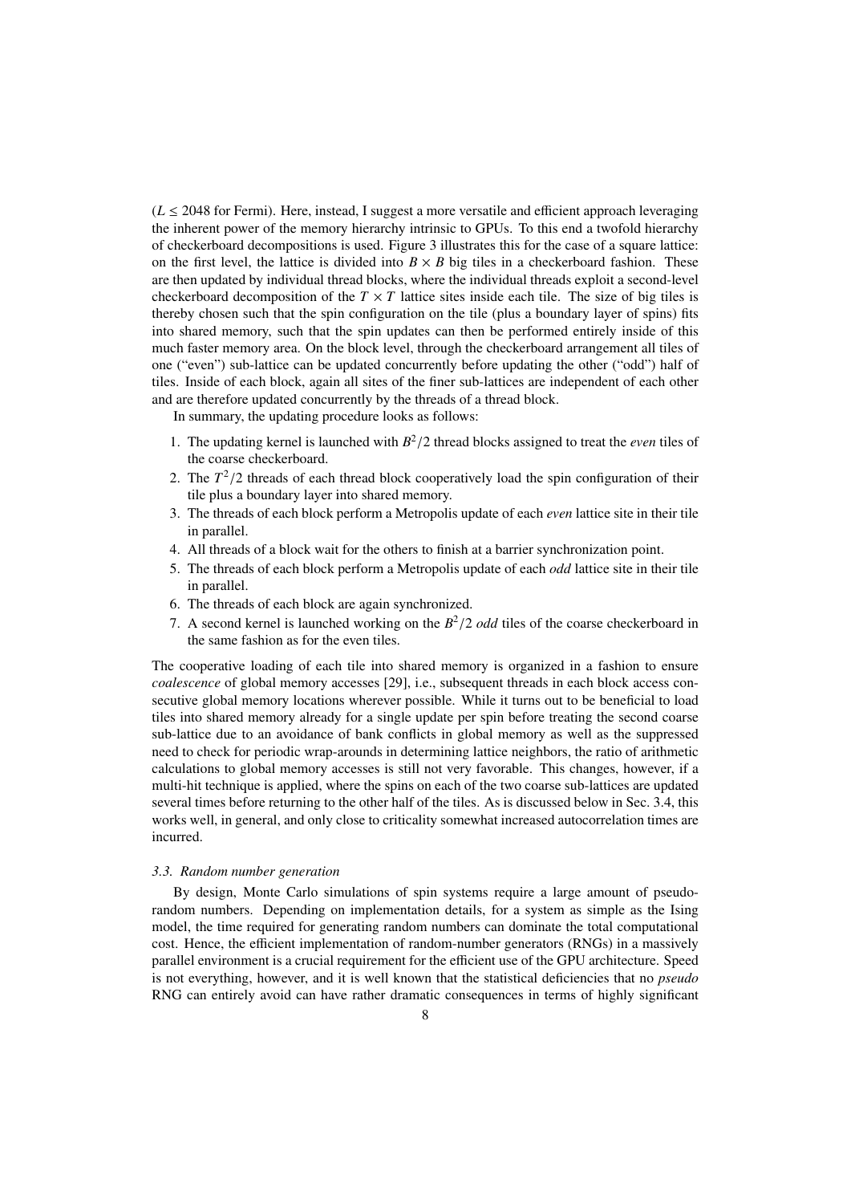($L \leq 2048$ for Fermi). Here, instead, I suggest a more versatile and efficient approach leveraging the inherent power of the memory hierarchy intrinsic to GPUs. To this end a twofold hierarchy of checkerboard decompositions is used. Figure 3 illustrates this for the case of a square lattice: on the first level, the lattice is divided into $B \times B$ big tiles in a checkerboard fashion. These are then updated by individual thread blocks, where the individual threads exploit a second-level checkerboard decomposition of the $T \times T$ lattice sites inside each tile. The size of big tiles is thereby chosen such that the spin configuration on the tile (plus a boundary layer of spins) fits into shared memory, such that the spin updates can then be performed entirely inside of this much faster memory area. On the block level, through the checkerboard arrangement all tiles of one ("even") sub-lattice can be updated concurrently before updating the other ("odd") half of tiles. Inside of each block, again all sites of the finer sub-lattices are independent of each other and are therefore updated concurrently by the threads of a thread block.

In summary, the updating procedure looks as follows:

1. The updating kernel is launched with $B^2/2$ thread blocks assigned to treat the *even* tiles of the coarse checkerboard.
2. The $T^2/2$ threads of each thread block cooperatively load the spin configuration of their tile plus a boundary layer into shared memory.
3. The threads of each block perform a Metropolis update of each *even* lattice site in their tile in parallel.
4. All threads of a block wait for the others to finish at a barrier synchronization point.
5. The threads of each block perform a Metropolis update of each *odd* lattice site in their tile in parallel.
6. The threads of each block are again synchronized.
7. A second kernel is launched working on the $B^2/2$ *odd* tiles of the coarse checkerboard in the same fashion as for the even tiles.

The cooperative loading of each tile into shared memory is organized in a fashion to ensure *coalescence* of global memory accesses [29], i.e., subsequent threads in each block access consecutive global memory locations wherever possible. While it turns out to be beneficial to load tiles into shared memory already for a single update per spin before treating the second coarse sub-lattice due to an avoidance of bank conflicts in global memory as well as the suppressed need to check for periodic wrap-arounds in determining lattice neighbors, the ratio of arithmetic calculations to global memory accesses is still not very favorable. This changes, however, if a multi-hit technique is applied, where the spins on each of the two coarse sub-lattices are updated several times before returning to the other half of the tiles. As is discussed below in Sec. 3.4, this works well, in general, and only close to criticality somewhat increased autocorrelation times are incurred.

### 3.3. Random number generation

By design, Monte Carlo simulations of spin systems require a large amount of pseudo-random numbers. Depending on implementation details, for a system as simple as the Ising model, the time required for generating random numbers can dominate the total computational cost. Hence, the efficient implementation of random-number generators (RNGs) in a massively parallel environment is a crucial requirement for the efficient use of the GPU architecture. Speed is not everything, however, and it is well known that the statistical deficiencies that no *pseudo* RNG can entirely avoid can have rather dramatic consequences in terms of highly significant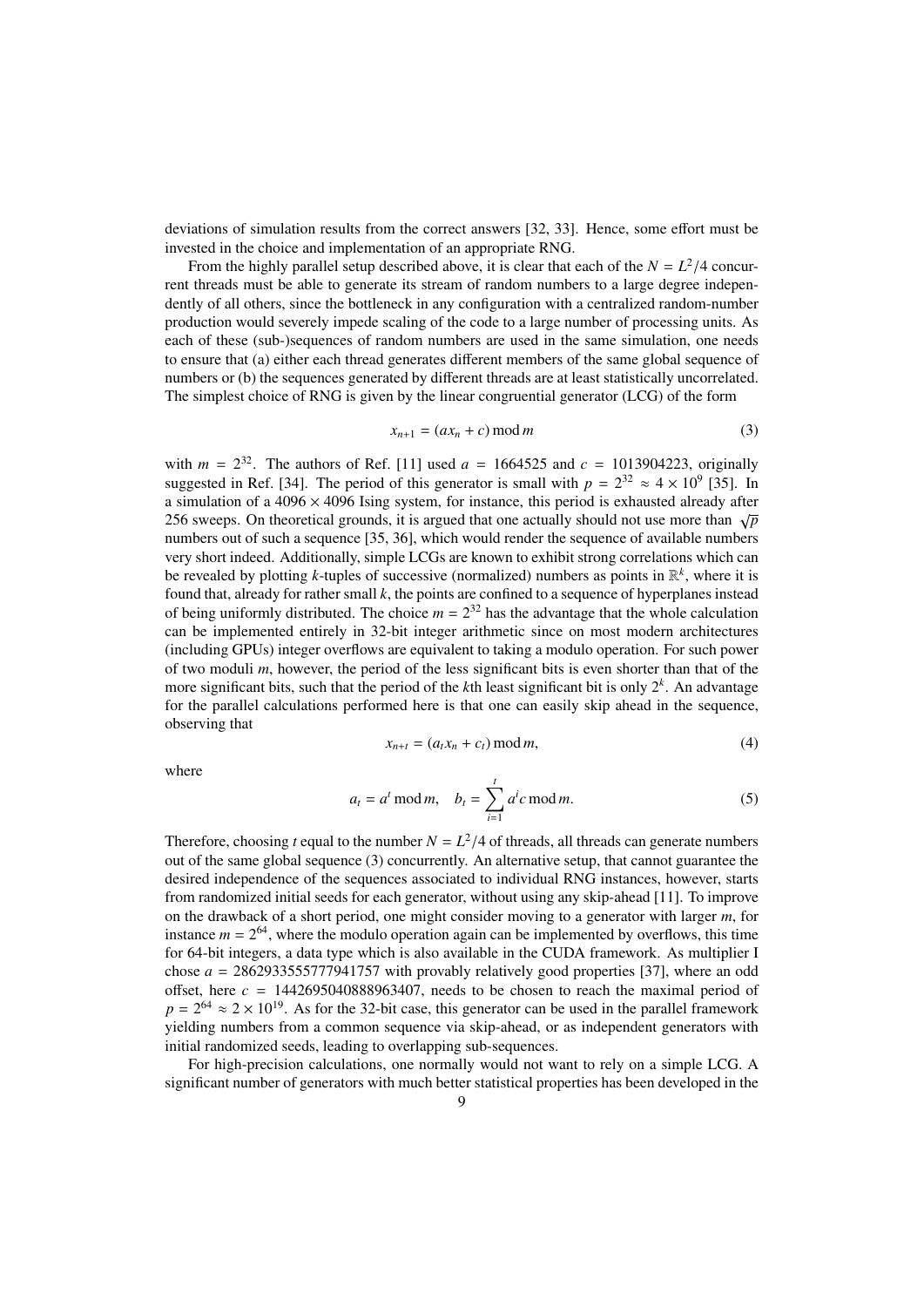deviations of simulation results from the correct answers [32, 33]. Hence, some effort must be invested in the choice and implementation of an appropriate RNG.

From the highly parallel setup described above, it is clear that each of the $N = L^2/4$ concurrent threads must be able to generate its stream of random numbers to a large degree independently of all others, since the bottleneck in any configuration with a centralized random-number production would severely impede scaling of the code to a large number of processing units. As each of these (sub-)sequences of random numbers are used in the same simulation, one needs to ensure that (a) either each thread generates different members of the same global sequence of numbers or (b) the sequences generated by different threads are at least statistically uncorrelated. The simplest choice of RNG is given by the linear congruential generator (LCG) of the form

$$x_{n+1} = (ax_n + c) \bmod m \tag{3}$$

with $m = 2^{32}$. The authors of Ref. [11] used $a = 1664525$ and $c = 1013904223$, originally suggested in Ref. [34]. The period of this generator is small with $p = 2^{32} \approx 4 \times 10^9$ [35]. In a simulation of a $4096 \times 4096$ Ising system, for instance, this period is exhausted already after 256 sweeps. On theoretical grounds, it is argued that one actually should not use more than $\sqrt{p}$ numbers out of such a sequence [35, 36], which would render the sequence of available numbers very short indeed. Additionally, simple LCGs are known to exhibit strong correlations which can be revealed by plotting $k$-tuples of successive (normalized) numbers as points in $\mathbb{R}^k$, where it is found that, already for rather small $k$, the points are confined to a sequence of hyperplanes instead of being uniformly distributed. The choice $m = 2^{32}$ has the advantage that the whole calculation can be implemented entirely in 32-bit integer arithmetic since on most modern architectures (including GPUs) integer overflows are equivalent to taking a modulo operation. For such power of two moduli $m$, however, the period of the less significant bits is even shorter than that of the more significant bits, such that the period of the $k$th least significant bit is only $2^k$. An advantage for the parallel calculations performed here is that one can easily skip ahead in the sequence, observing that

$$x_{n+t} = (a_t x_n + c_t) \bmod m, \tag{4}$$

where

$$a_t = a^t \bmod m, \quad b_t = \sum_{i=1}^{t} a^i c \bmod m. \tag{5}$$

Therefore, choosing $t$ equal to the number $N = L^2/4$ of threads, all threads can generate numbers out of the same global sequence (3) concurrently. An alternative setup, that cannot guarantee the desired independence of the sequences associated to individual RNG instances, however, starts from randomized initial seeds for each generator, without using any skip-ahead [11]. To improve on the drawback of a short period, one might consider moving to a generator with larger $m$, for instance $m = 2^{64}$, where the modulo operation again can be implemented by overflows, this time for 64-bit integers, a data type which is also available in the CUDA framework. As multiplier I chose $a = 2862933555777941757$ with provably relatively good properties [37], where an odd offset, here $c = 1442695040888963407$, needs to be chosen to reach the maximal period of $p = 2^{64} \approx 2 \times 10^{19}$. As for the 32-bit case, this generator can be used in the parallel framework yielding numbers from a common sequence via skip-ahead, or as independent generators with initial randomized seeds, leading to overlapping sub-sequences.

For high-precision calculations, one normally would not want to rely on a simple LCG. A significant number of generators with much better statistical properties has been developed in the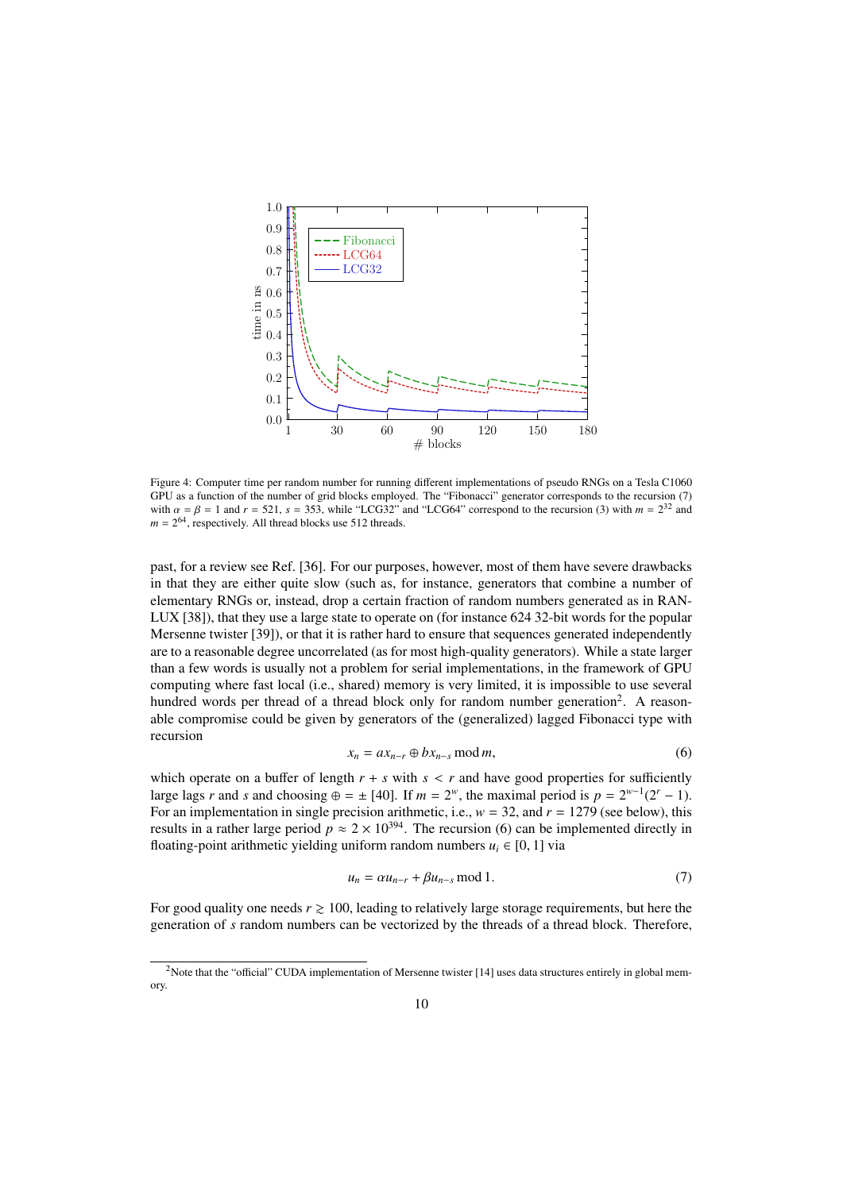Figure 4: Computer time per random number for running different implementations of pseudo RNGs on a Tesla C1060 GPU as a function of the number of grid blocks employed. The "Fibonacci" generator corresponds to the recursion (7) with $\alpha = \beta = 1$ and $r = 521$, $s = 353$, while "LCG32" and "LCG64" correspond to the recursion (3) with $m = 2^{32}$ and $m = 2^{64}$, respectively. All thread blocks use 512 threads.

past, for a review see Ref. [36]. For our purposes, however, most of them have severe drawbacks in that they are either quite slow (such as, for instance, generators that combine a number of elementary RNGs or, instead, drop a certain fraction of random numbers generated as in RANLUX [38]), that they use a large state to operate on (for instance 624 32-bit words for the popular Mersenne twister [39]), or that it is rather hard to ensure that sequences generated independently are to a reasonable degree uncorrelated (as for most high-quality generators). While a state larger than a few words is usually not a problem for serial implementations, in the framework of GPU computing where fast local (i.e., shared) memory is very limited, it is impossible to use several hundred words per thread of a thread block only for random number generation[2]. A reasonable compromise could be given by generators of the (generalized) lagged Fibonacci type with recursion

$$x_n = a x_{n-r} \oplus b x_{n-s} \bmod m, \tag{6}$$

which operate on a buffer of length $r + s$ with $s < r$ and have good properties for sufficiently large lags $r$ and $s$ and choosing $\oplus = \pm$ [40]. If $m = 2^w$, the maximal period is $p = 2^{w-1}(2^r - 1)$. For an implementation in single precision arithmetic, i.e., $w = 32$, and $r = 1279$ (see below), this results in a rather large period $p \approx 2 \times 10^{394}$. The recursion (6) can be implemented directly in floating-point arithmetic yielding uniform random numbers $u_i \in [0, 1]$ via

$$u_n = \alpha u_{n-r} + \beta u_{n-s} \bmod 1. \tag{7}$$

For good quality one needs $r \gtrsim 100$, leading to relatively large storage requirements, but here the generation of $s$ random numbers can be vectorized by the threads of a thread block. Therefore,

[2] Note that the "official" CUDA implementation of Mersenne twister [14] uses data structures entirely in global memory.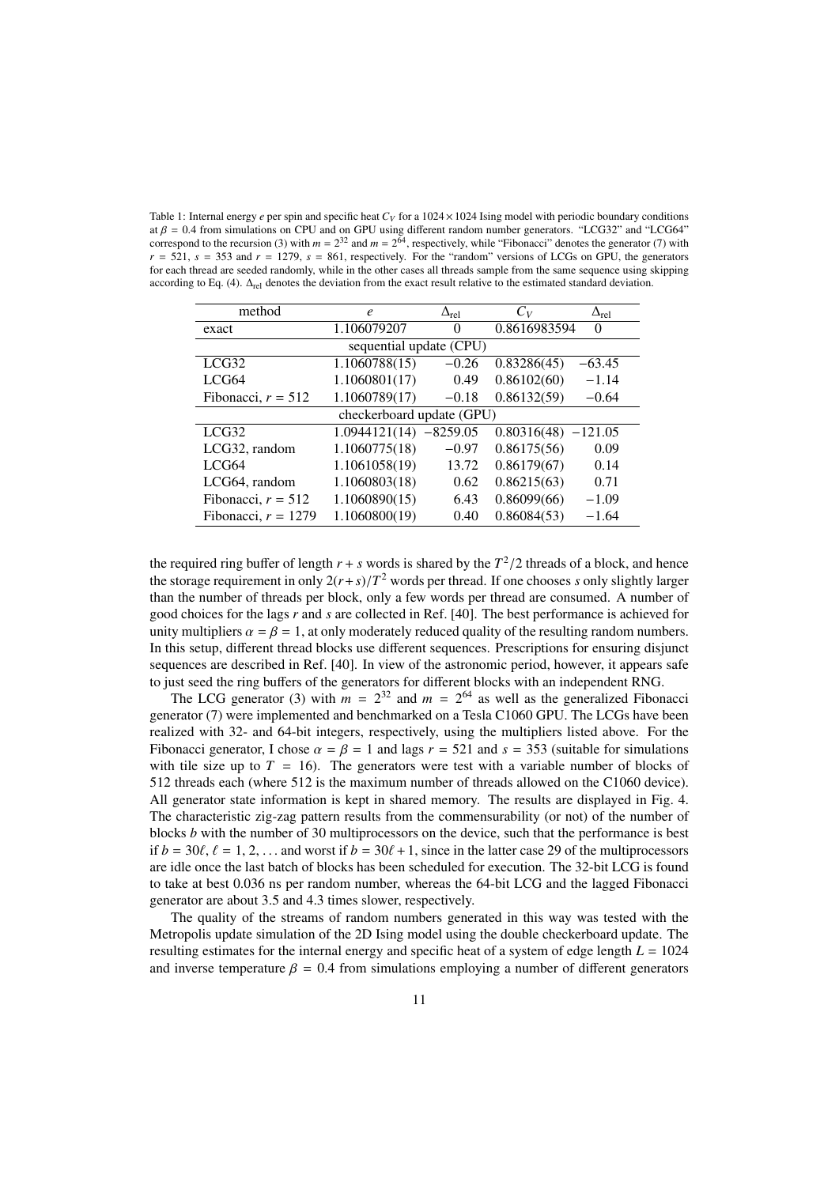Table 1: Internal energy $e$ per spin and specific heat $C_V$ for a $1024 \times 1024$ Ising model with periodic boundary conditions at $\beta = 0.4$ from simulations on CPU and on GPU using different random number generators. "LCG32" and "LCG64" correspond to the recursion (3) with $m = 2^{32}$ and $m = 2^{64}$, respectively, while "Fibonacci" denotes the generator (7) with $r = 521$, $s = 353$ and $r = 1279$, $s = 861$, respectively. For the "random" versions of LCGs on GPU, the generators for each thread are seeded randomly, while in the other cases all threads sample from the same sequence using skipping according to Eq. (4). $\Delta_{\rm rel}$ denotes the deviation from the exact result relative to the estimated standard deviation.

| method | $e$ | $\Delta_{\rm rel}$ | $C_V$ | $\Delta_{\rm rel}$ |
|---|---|---|---|---|
| exact | 1.106079207 | 0 | 0.8616983594 | 0 |
| sequential update (CPU) | | | | |
| LCG32 | 1.1060788(15) | −0.26 | 0.83286(45) | −63.45 |
| LCG64 | 1.1060801(17) | 0.49 | 0.86102(60) | −1.14 |
| Fibonacci, $r = 512$ | 1.1060789(17) | −0.18 | 0.86132(59) | −0.64 |
| checkerboard update (GPU) | | | | |
| LCG32 | 1.0944121(14) | −8259.05 | 0.80316(48) | −121.05 |
| LCG32, random | 1.1060775(18) | −0.97 | 0.86175(56) | 0.09 |
| LCG64 | 1.1061058(19) | 13.72 | 0.86179(67) | 0.14 |
| LCG64, random | 1.1060803(18) | 0.62 | 0.86215(63) | 0.71 |
| Fibonacci, $r = 512$ | 1.1060890(15) | 6.43 | 0.86099(66) | −1.09 |
| Fibonacci, $r = 1279$ | 1.1060800(19) | 0.40 | 0.86084(53) | −1.64 |

the required ring buffer of length $r + s$ words is shared by the $T^2/2$ threads of a block, and hence the storage requirement in only $2(r+s)/T^2$ words per thread. If one chooses $s$ only slightly larger than the number of threads per block, only a few words per thread are consumed. A number of good choices for the lags $r$ and $s$ are collected in Ref. [40]. The best performance is achieved for unity multipliers $\alpha = \beta = 1$, at only moderately reduced quality of the resulting random numbers. In this setup, different thread blocks use different sequences. Prescriptions for ensuring disjunct sequences are described in Ref. [40]. In view of the astronomic period, however, it appears safe to just seed the ring buffers of the generators for different blocks with an independent RNG.

The LCG generator (3) with $m = 2^{32}$ and $m = 2^{64}$ as well as the generalized Fibonacci generator (7) were implemented and benchmarked on a Tesla C1060 GPU. The LCGs have been realized with 32- and 64-bit integers, respectively, using the multipliers listed above. For the Fibonacci generator, I chose $\alpha = \beta = 1$ and lags $r = 521$ and $s = 353$ (suitable for simulations with tile size up to $T = 16$). The generators were test with a variable number of blocks of 512 threads each (where 512 is the maximum number of threads allowed on the C1060 device). All generator state information is kept in shared memory. The results are displayed in Fig. 4. The characteristic zig-zag pattern results from the commensurability (or not) of the number of blocks $b$ with the number of 30 multiprocessors on the device, such that the performance is best if $b = 30\ell$, $\ell = 1, 2, \ldots$ and worst if $b = 30\ell + 1$, since in the latter case 29 of the multiprocessors are idle once the last batch of blocks has been scheduled for execution. The 32-bit LCG is found to take at best 0.036 ns per random number, whereas the 64-bit LCG and the lagged Fibonacci generator are about 3.5 and 4.3 times slower, respectively.

The quality of the streams of random numbers generated in this way was tested with the Metropolis update simulation of the 2D Ising model using the double checkerboard update. The resulting estimates for the internal energy and specific heat of a system of edge length $L = 1024$ and inverse temperature $\beta = 0.4$ from simulations employing a number of different generators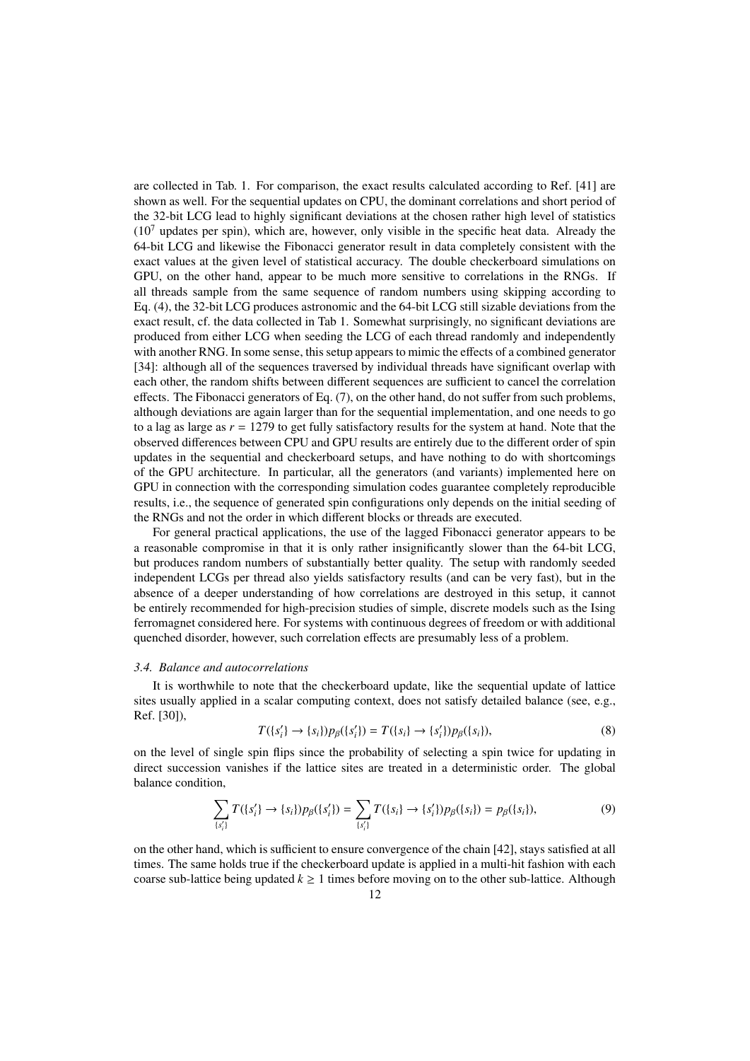are collected in Tab. 1. For comparison, the exact results calculated according to Ref. [41] are shown as well. For the sequential updates on CPU, the dominant correlations and short period of the 32-bit LCG lead to highly significant deviations at the chosen rather high level of statistics ($10^7$ updates per spin), which are, however, only visible in the specific heat data. Already the 64-bit LCG and likewise the Fibonacci generator result in data completely consistent with the exact values at the given level of statistical accuracy. The double checkerboard simulations on GPU, on the other hand, appear to be much more sensitive to correlations in the RNGs. If all threads sample from the same sequence of random numbers using skipping according to Eq. (4), the 32-bit LCG produces astronomic and the 64-bit LCG still sizable deviations from the exact result, cf. the data collected in Tab 1. Somewhat surprisingly, no significant deviations are produced from either LCG when seeding the LCG of each thread randomly and independently with another RNG. In some sense, this setup appears to mimic the effects of a combined generator [34]: although all of the sequences traversed by individual threads have significant overlap with each other, the random shifts between different sequences are sufficient to cancel the correlation effects. The Fibonacci generators of Eq. (7), on the other hand, do not suffer from such problems, although deviations are again larger than for the sequential implementation, and one needs to go to a lag as large as $r = 1279$ to get fully satisfactory results for the system at hand. Note that the observed differences between CPU and GPU results are entirely due to the different order of spin updates in the sequential and checkerboard setups, and have nothing to do with shortcomings of the GPU architecture. In particular, all the generators (and variants) implemented here on GPU in connection with the corresponding simulation codes guarantee completely reproducible results, i.e., the sequence of generated spin configurations only depends on the initial seeding of the RNGs and not the order in which different blocks or threads are executed.

For general practical applications, the use of the lagged Fibonacci generator appears to be a reasonable compromise in that it is only rather insignificantly slower than the 64-bit LCG, but produces random numbers of substantially better quality. The setup with randomly seeded independent LCGs per thread also yields satisfactory results (and can be very fast), but in the absence of a deeper understanding of how correlations are destroyed in this setup, it cannot be entirely recommended for high-precision studies of simple, discrete models such as the Ising ferromagnet considered here. For systems with continuous degrees of freedom or with additional quenched disorder, however, such correlation effects are presumably less of a problem.

### *3.4. Balance and autocorrelations*

It is worthwhile to note that the checkerboard update, like the sequential update of lattice sites usually applied in a scalar computing context, does not satisfy detailed balance (see, e.g., Ref. [30]),

$$T(\{s_i'\} \to \{s_i\}) p_\beta(\{s_i'\}) = T(\{s_i\} \to \{s_i'\}) p_\beta(\{s_i\}), \tag{8}$$

on the level of single spin flips since the probability of selecting a spin twice for updating in direct succession vanishes if the lattice sites are treated in a deterministic order. The global balance condition,

$$\sum_{\{s_i'\}} T(\{s_i'\} \to \{s_i\}) p_\beta(\{s_i'\}) = \sum_{\{s_i'\}} T(\{s_i\} \to \{s_i'\}) p_\beta(\{s_i\}) = p_\beta(\{s_i\}), \tag{9}$$

on the other hand, which is sufficient to ensure convergence of the chain [42], stays satisfied at all times. The same holds true if the checkerboard update is applied in a multi-hit fashion with each coarse sub-lattice being updated $k \geq 1$ times before moving on to the other sub-lattice. Although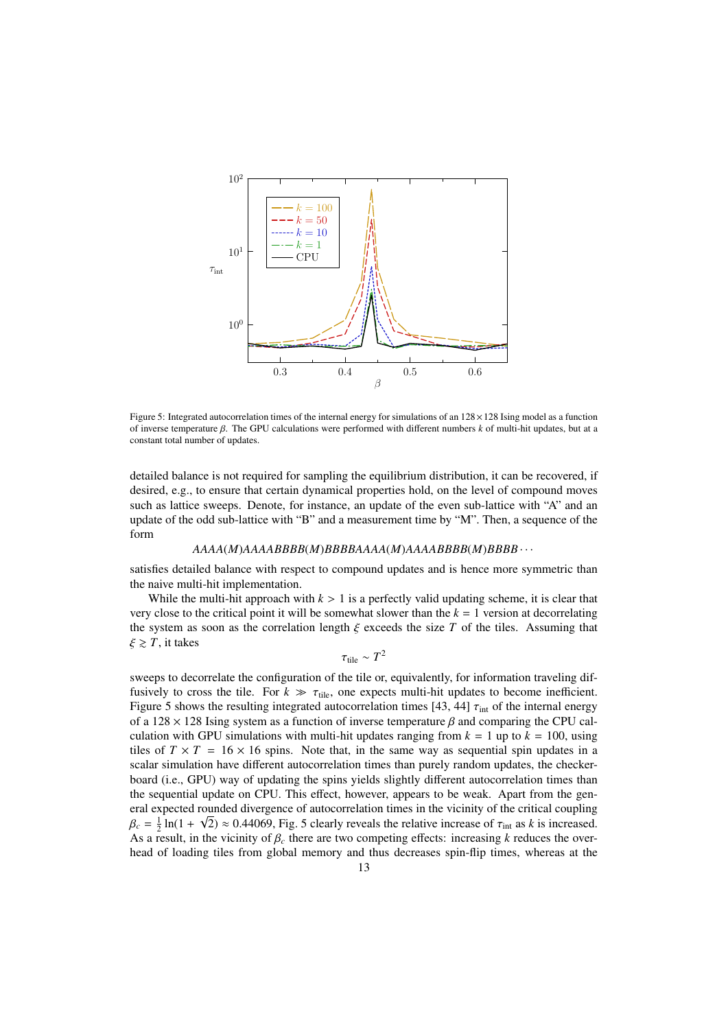Figure 5: Integrated autocorrelation times of the internal energy for simulations of an $128 \times 128$ Ising model as a function of inverse temperature $\beta$. The GPU calculations were performed with different numbers $k$ of multi-hit updates, but at a constant total number of updates.

detailed balance is not required for sampling the equilibrium distribution, it can be recovered, if desired, e.g., to ensure that certain dynamical properties hold, on the level of compound moves such as lattice sweeps. Denote, for instance, an update of the even sub-lattice with "A" and an update of the odd sub-lattice with "B" and a measurement time by "M". Then, a sequence of the form

$$AAAA(M)AAAABBBB(M)BBBBAAAA(M)AAAABBBB(M)BBBB\cdots$$

satisfies detailed balance with respect to compound updates and is hence more symmetric than the naive multi-hit implementation.

While the multi-hit approach with $k > 1$ is a perfectly valid updating scheme, it is clear that very close to the critical point it will be somewhat slower than the $k = 1$ version at decorrelating the system as soon as the correlation length $\xi$ exceeds the size $T$ of the tiles. Assuming that $\xi \gtrsim T$, it takes

$$\tau_{\mathrm{tile}} \sim T^2$$

sweeps to decorrelate the configuration of the tile or, equivalently, for information traveling diffusively to cross the tile. For $k \gg \tau_{\mathrm{tile}}$, one expects multi-hit updates to become inefficient. Figure 5 shows the resulting integrated autocorrelation times [43, 44] $\tau_{\mathrm{int}}$ of the internal energy of a $128 \times 128$ Ising system as a function of inverse temperature $\beta$ and comparing the CPU calculation with GPU simulations with multi-hit updates ranging from $k = 1$ up to $k = 100$, using tiles of $T \times T = 16 \times 16$ spins. Note that, in the same way as sequential spin updates in a scalar simulation have different autocorrelation times than purely random updates, the checkerboard (i.e., GPU) way of updating the spins yields slightly different autocorrelation times than the sequential update on CPU. This effect, however, appears to be weak. Apart from the general expected rounded divergence of autocorrelation times in the vicinity of the critical coupling $\beta_c = \frac{1}{2}\ln(1 + \sqrt{2}) \approx 0.44069$, Fig. 5 clearly reveals the relative increase of $\tau_{\mathrm{int}}$ as $k$ is increased. As a result, in the vicinity of $\beta_c$ there are two competing effects: increasing $k$ reduces the overhead of loading tiles from global memory and thus decreases spin-flip times, whereas at the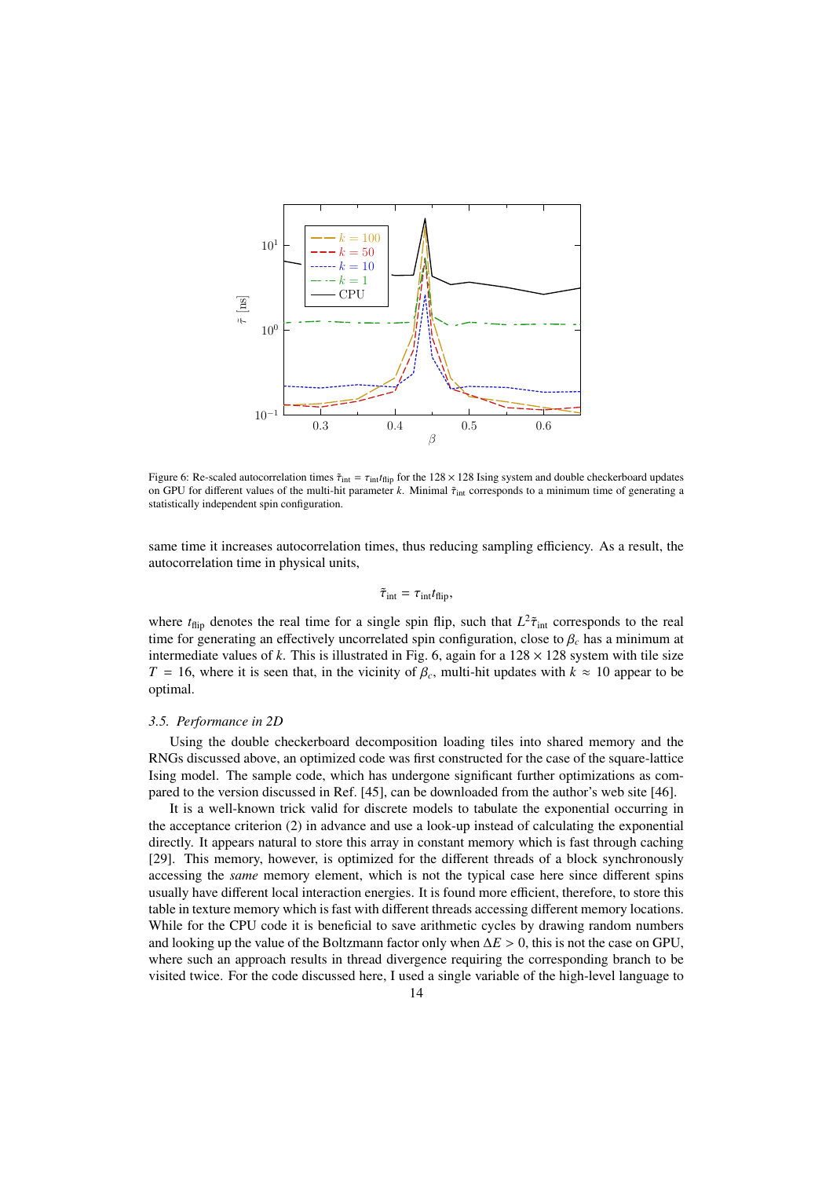Figure 6: Re-scaled autocorrelation times $\tilde{\tau}_{\rm int} = \tau_{\rm int} t_{\rm flip}$ for the $128 \times 128$ Ising system and double checkerboard updates on GPU for different values of the multi-hit parameter $k$. Minimal $\tilde{\tau}_{\rm int}$ corresponds to a minimum time of generating a statistically independent spin configuration.

same time it increases autocorrelation times, thus reducing sampling efficiency. As a result, the autocorrelation time in physical units,

$$\tilde{\tau}_{\rm int} = \tau_{\rm int} t_{\rm flip},$$

where $t_{\rm flip}$ denotes the real time for a single spin flip, such that $L^2 \tilde{\tau}_{\rm int}$ corresponds to the real time for generating an effectively uncorrelated spin configuration, close to $\beta_c$ has a minimum at intermediate values of $k$. This is illustrated in Fig. 6, again for a $128 \times 128$ system with tile size $T = 16$, where it is seen that, in the vicinity of $\beta_c$, multi-hit updates with $k \approx 10$ appear to be optimal.

### 3.5. Performance in 2D

Using the double checkerboard decomposition loading tiles into shared memory and the RNGs discussed above, an optimized code was first constructed for the case of the square-lattice Ising model. The sample code, which has undergone significant further optimizations as compared to the version discussed in Ref. [45], can be downloaded from the author's web site [46].

It is a well-known trick valid for discrete models to tabulate the exponential occurring in the acceptance criterion (2) in advance and use a look-up instead of calculating the exponential directly. It appears natural to store this array in constant memory which is fast through caching [29]. This memory, however, is optimized for the different threads of a block synchronously accessing the *same* memory element, which is not the typical case here since different spins usually have different local interaction energies. It is found more efficient, therefore, to store this table in texture memory which is fast with different threads accessing different memory locations. While for the CPU code it is beneficial to save arithmetic cycles by drawing random numbers and looking up the value of the Boltzmann factor only when $\Delta E > 0$, this is not the case on GPU, where such an approach results in thread divergence requiring the corresponding branch to be visited twice. For the code discussed here, I used a single variable of the high-level language to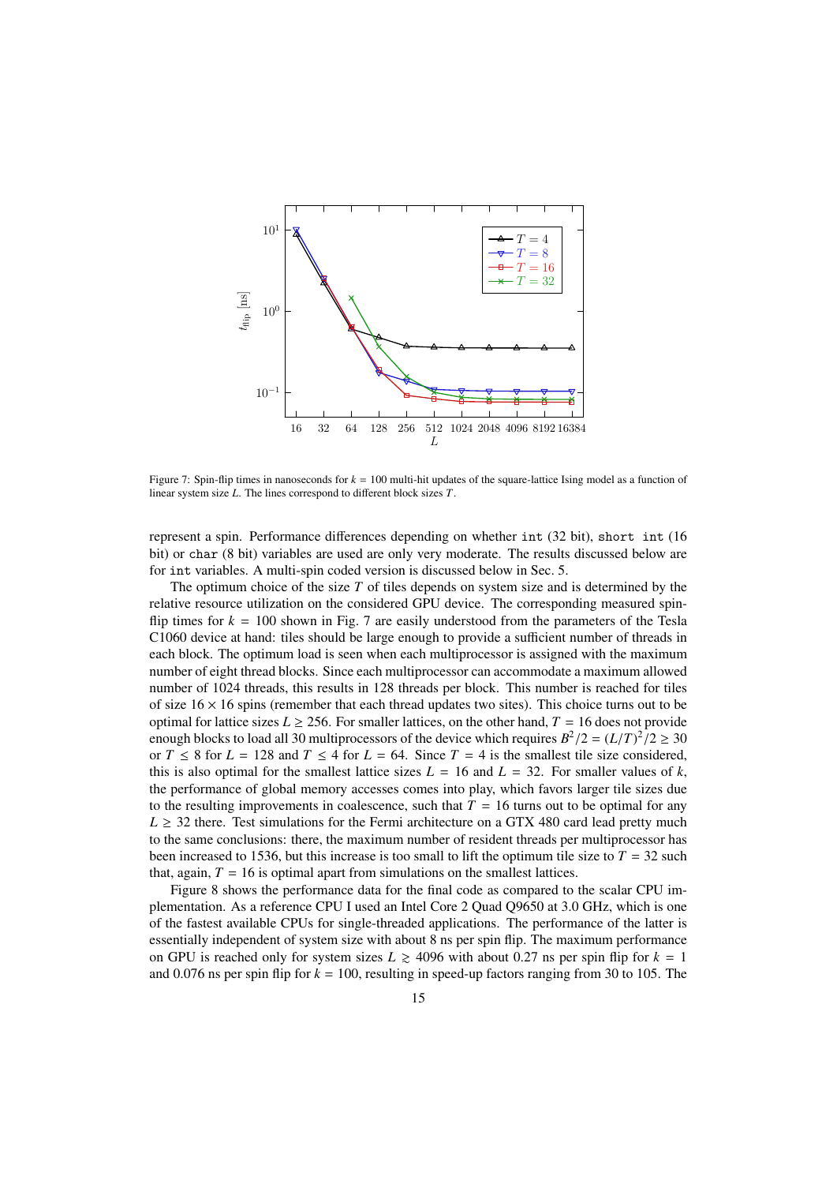Figure 7: Spin-flip times in nanoseconds for $k = 100$ multi-hit updates of the square-lattice Ising model as a function of linear system size $L$. The lines correspond to different block sizes $T$.

represent a spin. Performance differences depending on whether `int` (32 bit), `short int` (16 bit) or `char` (8 bit) variables are used are only very moderate. The results discussed below are for `int` variables. A multi-spin coded version is discussed below in Sec. 5.

The optimum choice of the size $T$ of tiles depends on system size and is determined by the relative resource utilization on the considered GPU device. The corresponding measured spin-flip times for $k = 100$ shown in Fig. 7 are easily understood from the parameters of the Tesla C1060 device at hand: tiles should be large enough to provide a sufficient number of threads in each block. The optimum load is seen when each multiprocessor is assigned with the maximum number of eight thread blocks. Since each multiprocessor can accommodate a maximum allowed number of 1024 threads, this results in 128 threads per block. This number is reached for tiles of size $16 \times 16$ spins (remember that each thread updates two sites). This choice turns out to be optimal for lattice sizes $L \geq 256$. For smaller lattices, on the other hand, $T = 16$ does not provide enough blocks to load all 30 multiprocessors of the device which requires $B^2/2 = (L/T)^2/2 \geq 30$ or $T \leq 8$ for $L = 128$ and $T \leq 4$ for $L = 64$. Since $T = 4$ is the smallest tile size considered, this is also optimal for the smallest lattice sizes $L = 16$ and $L = 32$. For smaller values of $k$, the performance of global memory accesses comes into play, which favors larger tile sizes due to the resulting improvements in coalescence, such that $T = 16$ turns out to be optimal for any $L \geq 32$ there. Test simulations for the Fermi architecture on a GTX 480 card lead pretty much to the same conclusions: there, the maximum number of resident threads per multiprocessor has been increased to 1536, but this increase is too small to lift the optimum tile size to $T = 32$ such that, again, $T = 16$ is optimal apart from simulations on the smallest lattices.

Figure 8 shows the performance data for the final code as compared to the scalar CPU implementation. As a reference CPU I used an Intel Core 2 Quad Q9650 at 3.0 GHz, which is one of the fastest available CPUs for single-threaded applications. The performance of the latter is essentially independent of system size with about 8 ns per spin flip. The maximum performance on GPU is reached only for system sizes $L \gtrsim 4096$ with about 0.27 ns per spin flip for $k = 1$ and 0.076 ns per spin flip for $k = 100$, resulting in speed-up factors ranging from 30 to 105. The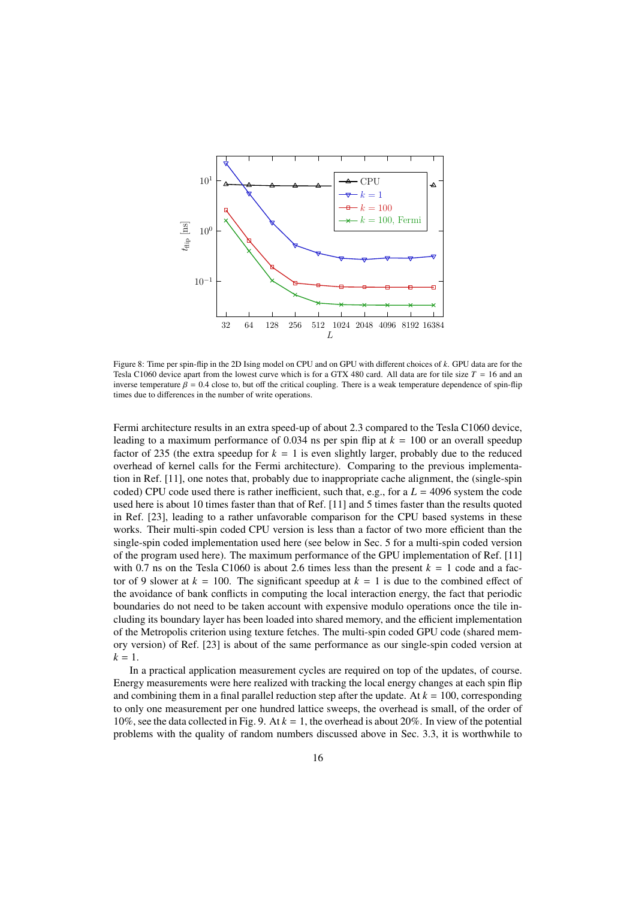Figure 8: Time per spin-flip in the 2D Ising model on CPU and on GPU with different choices of $k$. GPU data are for the Tesla C1060 device apart from the lowest curve which is for a GTX 480 card. All data are for tile size $T = 16$ and an inverse temperature $\beta = 0.4$ close to, but off the critical coupling. There is a weak temperature dependence of spin-flip times due to differences in the number of write operations.

Fermi architecture results in an extra speed-up of about 2.3 compared to the Tesla C1060 device, leading to a maximum performance of 0.034 ns per spin flip at $k = 100$ or an overall speedup factor of 235 (the extra speedup for $k = 1$ is even slightly larger, probably due to the reduced overhead of kernel calls for the Fermi architecture). Comparing to the previous implementation in Ref. [11], one notes that, probably due to inappropriate cache alignment, the (single-spin coded) CPU code used there is rather inefficient, such that, e.g., for a $L = 4096$ system the code used here is about 10 times faster than that of Ref. [11] and 5 times faster than the results quoted in Ref. [23], leading to a rather unfavorable comparison for the CPU based systems in these works. Their multi-spin coded CPU version is less than a factor of two more efficient than the single-spin coded implementation used here (see below in Sec. 5 for a multi-spin coded version of the program used here). The maximum performance of the GPU implementation of Ref. [11] with 0.7 ns on the Tesla C1060 is about 2.6 times less than the present $k = 1$ code and a factor of 9 slower at $k = 100$. The significant speedup at $k = 1$ is due to the combined effect of the avoidance of bank conflicts in computing the local interaction energy, the fact that periodic boundaries do not need to be taken account with expensive modulo operations once the tile including its boundary layer has been loaded into shared memory, and the efficient implementation of the Metropolis criterion using texture fetches. The multi-spin coded GPU code (shared memory version) of Ref. [23] is about of the same performance as our single-spin coded version at $k = 1$.

In a practical application measurement cycles are required on top of the updates, of course. Energy measurements were here realized with tracking the local energy changes at each spin flip and combining them in a final parallel reduction step after the update. At $k = 100$, corresponding to only one measurement per one hundred lattice sweeps, the overhead is small, of the order of 10%, see the data collected in Fig. 9. At $k = 1$, the overhead is about 20%. In view of the potential problems with the quality of random numbers discussed above in Sec. 3.3, it is worthwhile to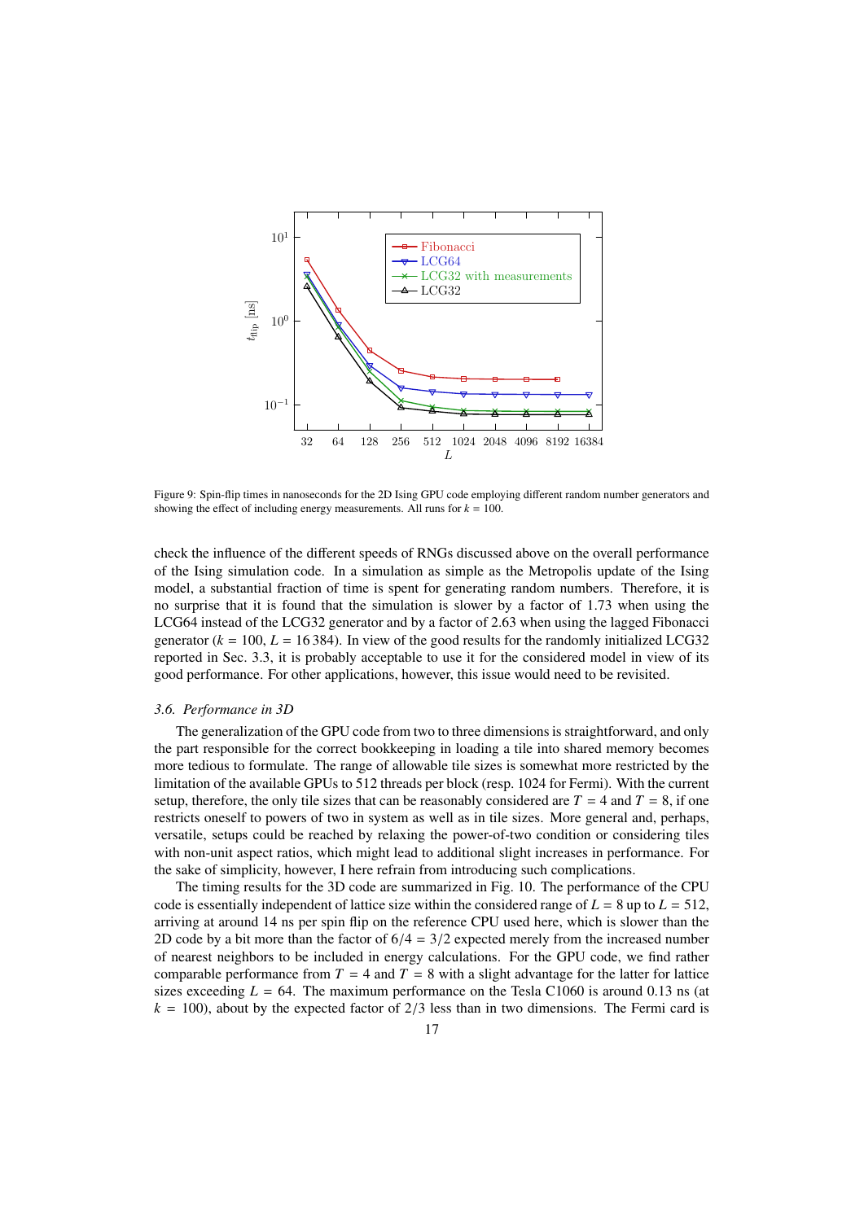Figure 9: Spin-flip times in nanoseconds for the 2D Ising GPU code employing different random number generators and showing the effect of including energy measurements. All runs for $k = 100$.

check the influence of the different speeds of RNGs discussed above on the overall performance of the Ising simulation code. In a simulation as simple as the Metropolis update of the Ising model, a substantial fraction of time is spent for generating random numbers. Therefore, it is no surprise that it is found that the simulation is slower by a factor of 1.73 when using the LCG64 instead of the LCG32 generator and by a factor of 2.63 when using the lagged Fibonacci generator ($k = 100$, $L = 16\,384$). In view of the good results for the randomly initialized LCG32 reported in Sec. 3.3, it is probably acceptable to use it for the considered model in view of its good performance. For other applications, however, this issue would need to be revisited.

### *3.6. Performance in 3D*

The generalization of the GPU code from two to three dimensions is straightforward, and only the part responsible for the correct bookkeeping in loading a tile into shared memory becomes more tedious to formulate. The range of allowable tile sizes is somewhat more restricted by the limitation of the available GPUs to 512 threads per block (resp. 1024 for Fermi). With the current setup, therefore, the only tile sizes that can be reasonably considered are $T = 4$ and $T = 8$, if one restricts oneself to powers of two in system as well as in tile sizes. More general and, perhaps, versatile, setups could be reached by relaxing the power-of-two condition or considering tiles with non-unit aspect ratios, which might lead to additional slight increases in performance. For the sake of simplicity, however, I here refrain from introducing such complications.

The timing results for the 3D code are summarized in Fig. 10. The performance of the CPU code is essentially independent of lattice size within the considered range of $L = 8$ up to $L = 512$, arriving at around 14 ns per spin flip on the reference CPU used here, which is slower than the 2D code by a bit more than the factor of $6/4 = 3/2$ expected merely from the increased number of nearest neighbors to be included in energy calculations. For the GPU code, we find rather comparable performance from $T = 4$ and $T = 8$ with a slight advantage for the latter for lattice sizes exceeding $L = 64$. The maximum performance on the Tesla C1060 is around 0.13 ns (at $k = 100$), about by the expected factor of $2/3$ less than in two dimensions. The Fermi card is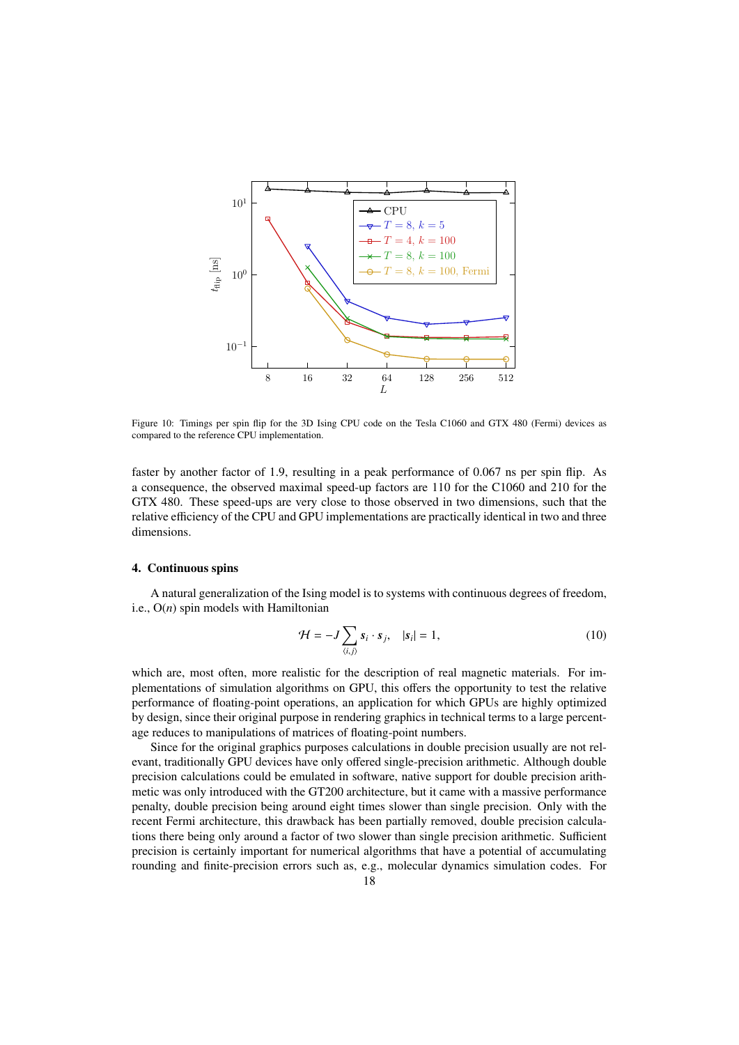Figure 10: Timings per spin flip for the 3D Ising CPU code on the Tesla C1060 and GTX 480 (Fermi) devices as compared to the reference CPU implementation.

faster by another factor of 1.9, resulting in a peak performance of 0.067 ns per spin flip. As a consequence, the observed maximal speed-up factors are 110 for the C1060 and 210 for the GTX 480. These speed-ups are very close to those observed in two dimensions, such that the relative efficiency of the CPU and GPU implementations are practically identical in two and three dimensions.

## 4. Continuous spins

A natural generalization of the Ising model is to systems with continuous degrees of freedom, i.e., O($n$) spin models with Hamiltonian

$$\mathcal{H} = -J \sum_{\langle i,j \rangle} \boldsymbol{s}_i \cdot \boldsymbol{s}_j, \quad |\boldsymbol{s}_i| = 1, \tag{10}$$

which are, most often, more realistic for the description of real magnetic materials. For implementations of simulation algorithms on GPU, this offers the opportunity to test the relative performance of floating-point operations, an application for which GPUs are highly optimized by design, since their original purpose in rendering graphics in technical terms to a large percentage reduces to manipulations of matrices of floating-point numbers.

Since for the original graphics purposes calculations in double precision usually are not relevant, traditionally GPU devices have only offered single-precision arithmetic. Although double precision calculations could be emulated in software, native support for double precision arithmetic was only introduced with the GT200 architecture, but it came with a massive performance penalty, double precision being around eight times slower than single precision. Only with the recent Fermi architecture, this drawback has been partially removed, double precision calculations there being only around a factor of two slower than single precision arithmetic. Sufficient precision is certainly important for numerical algorithms that have a potential of accumulating rounding and finite-precision errors such as, e.g., molecular dynamics simulation codes. For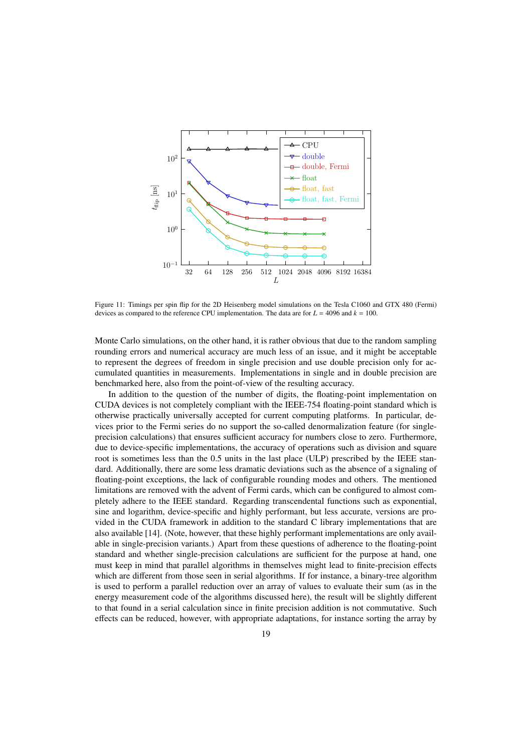$t_{\text{flip}}$ [ns]

$10^{-1}$
$10^{0}$
$10^{1}$
$10^{2}$

32 64 128 256 512 1024 2048 4096 8192 16384

$L$

CPU
double
double, Fermi
float
float, fast
float, fast, Fermi

Figure 11: Timings per spin flip for the 2D Heisenberg model simulations on the Tesla C1060 and GTX 480 (Fermi) devices as compared to the reference CPU implementation. The data are for $L = 4096$ and $k = 100$.

Monte Carlo simulations, on the other hand, it is rather obvious that due to the random sampling rounding errors and numerical accuracy are much less of an issue, and it might be acceptable to represent the degrees of freedom in single precision and use double precision only for accumulated quantities in measurements. Implementations in single and in double precision are benchmarked here, also from the point-of-view of the resulting accuracy.

In addition to the question of the number of digits, the floating-point implementation on CUDA devices is not completely compliant with the IEEE-754 floating-point standard which is otherwise practically universally accepted for current computing platforms. In particular, devices prior to the Fermi series do no support the so-called denormalization feature (for single-precision calculations) that ensures sufficient accuracy for numbers close to zero. Furthermore, due to device-specific implementations, the accuracy of operations such as division and square root is sometimes less than the 0.5 units in the last place (ULP) prescribed by the IEEE standard. Additionally, there are some less dramatic deviations such as the absence of a signaling of floating-point exceptions, the lack of configurable rounding modes and others. The mentioned limitations are removed with the advent of Fermi cards, which can be configured to almost completely adhere to the IEEE standard. Regarding transcendental functions such as exponential, sine and logarithm, device-specific and highly performant, but less accurate, versions are provided in the CUDA framework in addition to the standard C library implementations that are also available [14]. (Note, however, that these highly performant implementations are only available in single-precision variants.) Apart from these questions of adherence to the floating-point standard and whether single-precision calculations are sufficient for the purpose at hand, one must keep in mind that parallel algorithms in themselves might lead to finite-precision effects which are different from those seen in serial algorithms. If for instance, a binary-tree algorithm is used to perform a parallel reduction over an array of values to evaluate their sum (as in the energy measurement code of the algorithms discussed here), the result will be slightly different to that found in a serial calculation since in finite precision addition is not commutative. Such effects can be reduced, however, with appropriate adaptations, for instance sorting the array by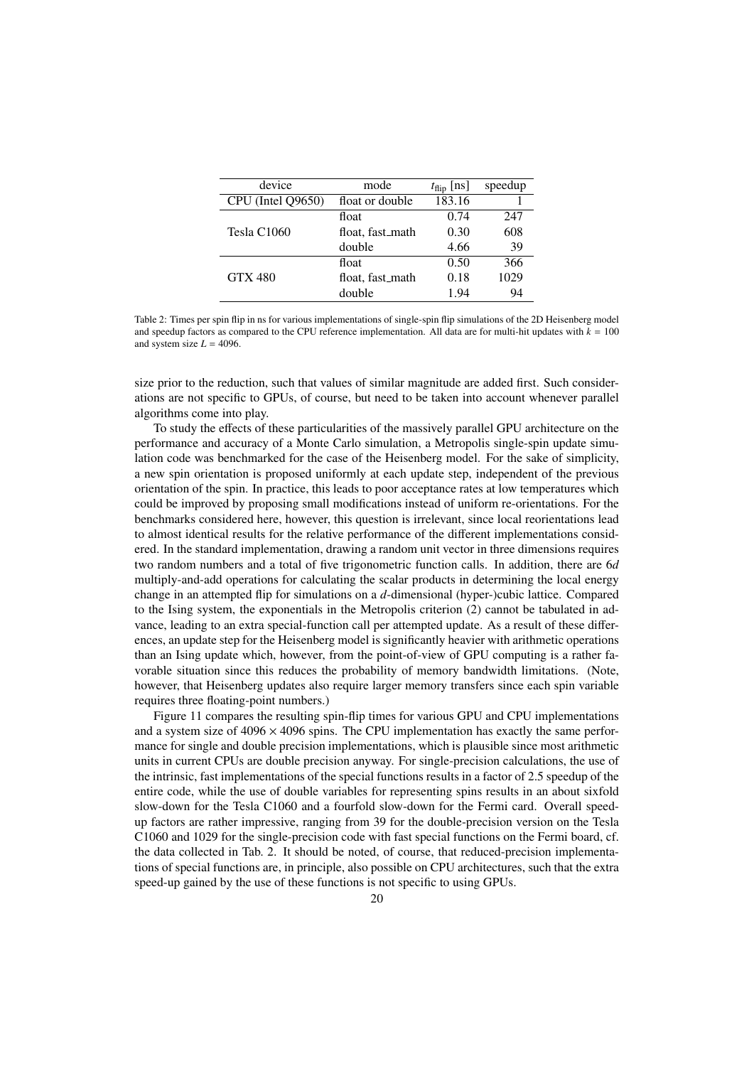| device | mode | $t_{\text{flip}}$ [ns] | speedup |
|---|---|---|---|
| CPU (Intel Q9650) | float or double | 183.16 | 1 |
| Tesla C1060 | float | 0.74 | 247 |
| | float, fast_math | 0.30 | 608 |
| | double | 4.66 | 39 |
| GTX 480 | float | 0.50 | 366 |
| | float, fast_math | 0.18 | 1029 |
| | double | 1.94 | 94 |

Table 2: Times per spin flip in ns for various implementations of single-spin flip simulations of the 2D Heisenberg model and speedup factors as compared to the CPU reference implementation. All data are for multi-hit updates with $k = 100$ and system size $L = 4096$.

size prior to the reduction, such that values of similar magnitude are added first. Such considerations are not specific to GPUs, of course, but need to be taken into account whenever parallel algorithms come into play.

To study the effects of these particularities of the massively parallel GPU architecture on the performance and accuracy of a Monte Carlo simulation, a Metropolis single-spin update simulation code was benchmarked for the case of the Heisenberg model. For the sake of simplicity, a new spin orientation is proposed uniformly at each update step, independent of the previous orientation of the spin. In practice, this leads to poor acceptance rates at low temperatures which could be improved by proposing small modifications instead of uniform re-orientations. For the benchmarks considered here, however, this question is irrelevant, since local reorientations lead to almost identical results for the relative performance of the different implementations considered. In the standard implementation, drawing a random unit vector in three dimensions requires two random numbers and a total of five trigonometric function calls. In addition, there are $6d$ multiply-and-add operations for calculating the scalar products in determining the local energy change in an attempted flip for simulations on a $d$-dimensional (hyper-)cubic lattice. Compared to the Ising system, the exponentials in the Metropolis criterion (2) cannot be tabulated in advance, leading to an extra special-function call per attempted update. As a result of these differences, an update step for the Heisenberg model is significantly heavier with arithmetic operations than an Ising update which, however, from the point-of-view of GPU computing is a rather favorable situation since this reduces the probability of memory bandwidth limitations. (Note, however, that Heisenberg updates also require larger memory transfers since each spin variable requires three floating-point numbers.)

Figure 11 compares the resulting spin-flip times for various GPU and CPU implementations and a system size of $4096 \times 4096$ spins. The CPU implementation has exactly the same performance for single and double precision implementations, which is plausible since most arithmetic units in current CPUs are double precision anyway. For single-precision calculations, the use of the intrinsic, fast implementations of the special functions results in a factor of 2.5 speedup of the entire code, while the use of double variables for representing spins results in an about sixfold slow-down for the Tesla C1060 and a fourfold slow-down for the Fermi card. Overall speed-up factors are rather impressive, ranging from 39 for the double-precision version on the Tesla C1060 and 1029 for the single-precision code with fast special functions on the Fermi board, cf. the data collected in Tab. 2. It should be noted, of course, that reduced-precision implementations of special functions are, in principle, also possible on CPU architectures, such that the extra speed-up gained by the use of these functions is not specific to using GPUs.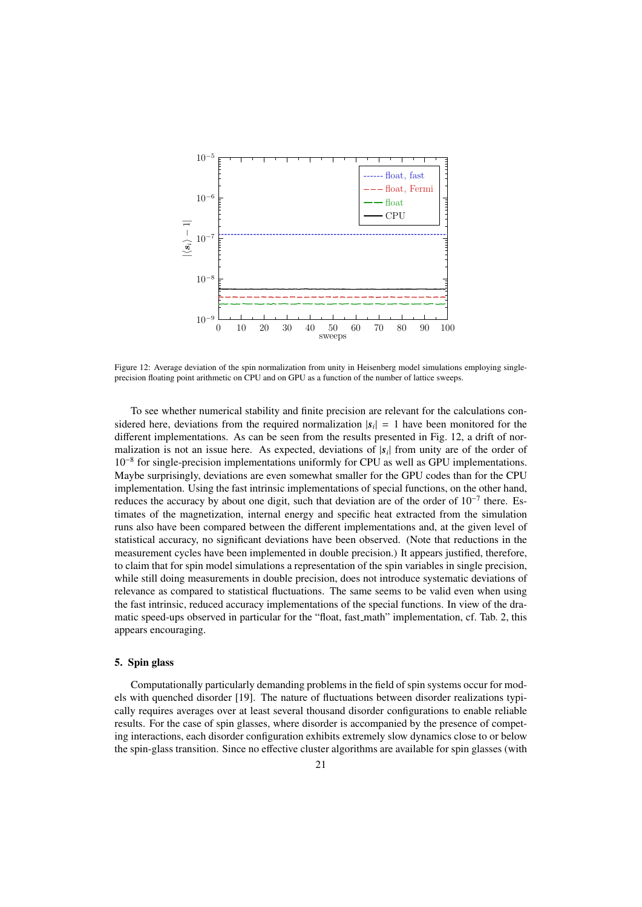Figure 12: Average deviation of the spin normalization from unity in Heisenberg model simulations employing single-precision floating point arithmetic on CPU and on GPU as a function of the number of lattice sweeps.

To see whether numerical stability and finite precision are relevant for the calculations considered here, deviations from the required normalization $|\boldsymbol{s}_i| = 1$ have been monitored for the different implementations. As can be seen from the results presented in Fig. 12, a drift of normalization is not an issue here. As expected, deviations of $|\boldsymbol{s}_i|$ from unity are of the order of $10^{-8}$ for single-precision implementations uniformly for CPU as well as GPU implementations. Maybe surprisingly, deviations are even somewhat smaller for the GPU codes than for the CPU implementation. Using the fast intrinsic implementations of special functions, on the other hand, reduces the accuracy by about one digit, such that deviation are of the order of $10^{-7}$ there. Estimates of the magnetization, internal energy and specific heat extracted from the simulation runs also have been compared between the different implementations and, at the given level of statistical accuracy, no significant deviations have been observed. (Note that reductions in the measurement cycles have been implemented in double precision.) It appears justified, therefore, to claim that for spin model simulations a representation of the spin variables in single precision, while still doing measurements in double precision, does not introduce systematic deviations of relevance as compared to statistical fluctuations. The same seems to be valid even when using the fast intrinsic, reduced accuracy implementations of the special functions. In view of the dramatic speed-ups observed in particular for the "float, fast_math" implementation, cf. Tab. 2, this appears encouraging.

## 5. Spin glass

Computationally particularly demanding problems in the field of spin systems occur for models with quenched disorder [19]. The nature of fluctuations between disorder realizations typically requires averages over at least several thousand disorder configurations to enable reliable results. For the case of spin glasses, where disorder is accompanied by the presence of competing interactions, each disorder configuration exhibits extremely slow dynamics close to or below the spin-glass transition. Since no effective cluster algorithms are available for spin glasses (with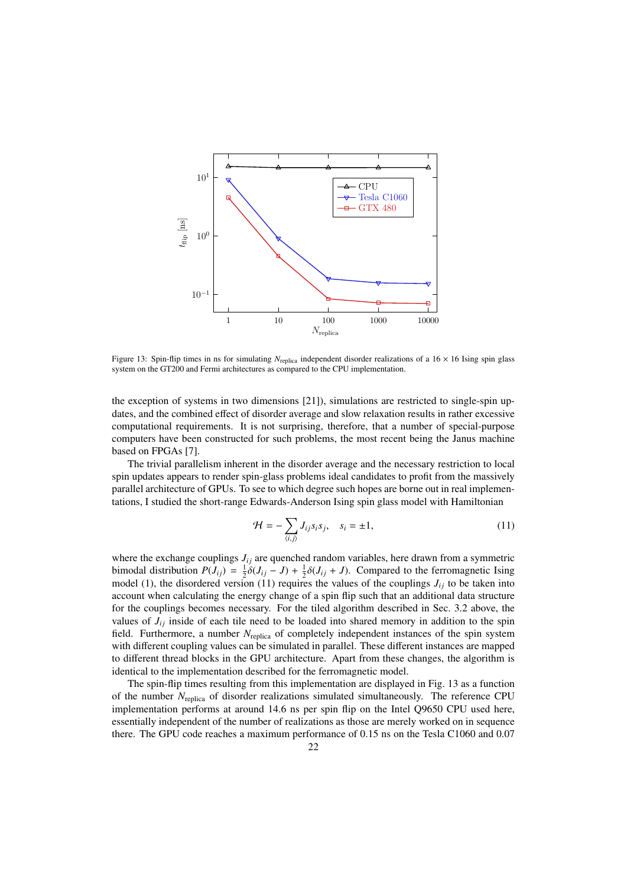Figure 13: Spin-flip times in ns for simulating $N_{\mathrm{replica}}$ independent disorder realizations of a $16 \times 16$ Ising spin glass system on the GT200 and Fermi architectures as compared to the CPU implementation.

the exception of systems in two dimensions [21]), simulations are restricted to single-spin updates, and the combined effect of disorder average and slow relaxation results in rather excessive computational requirements. It is not surprising, therefore, that a number of special-purpose computers have been constructed for such problems, the most recent being the Janus machine based on FPGAs [7].

The trivial parallelism inherent in the disorder average and the necessary restriction to local spin updates appears to render spin-glass problems ideal candidates to profit from the massively parallel architecture of GPUs. To see to which degree such hopes are borne out in real implementations, I studied the short-range Edwards-Anderson Ising spin glass model with Hamiltonian

$$\mathcal{H} = -\sum_{\langle i,j\rangle} J_{ij} s_i s_j, \quad s_i = \pm 1, \tag{11}$$

where the exchange couplings $J_{ij}$ are quenched random variables, here drawn from a symmetric bimodal distribution $P(J_{ij}) = \frac{1}{2}\delta(J_{ij} - J) + \frac{1}{2}\delta(J_{ij} + J)$. Compared to the ferromagnetic Ising model (1), the disordered version (11) requires the values of the couplings $J_{ij}$ to be taken into account when calculating the energy change of a spin flip such that an additional data structure for the couplings becomes necessary. For the tiled algorithm described in Sec. 3.2 above, the values of $J_{ij}$ inside of each tile need to be loaded into shared memory in addition to the spin field. Furthermore, a number $N_{\mathrm{replica}}$ of completely independent instances of the spin system with different coupling values can be simulated in parallel. These different instances are mapped to different thread blocks in the GPU architecture. Apart from these changes, the algorithm is identical to the implementation described for the ferromagnetic model.

The spin-flip times resulting from this implementation are displayed in Fig. 13 as a function of the number $N_{\mathrm{replica}}$ of disorder realizations simulated simultaneously. The reference CPU implementation performs at around 14.6 ns per spin flip on the Intel Q9650 CPU used here, essentially independent of the number of realizations as those are merely worked on in sequence there. The GPU code reaches a maximum performance of 0.15 ns on the Tesla C1060 and 0.07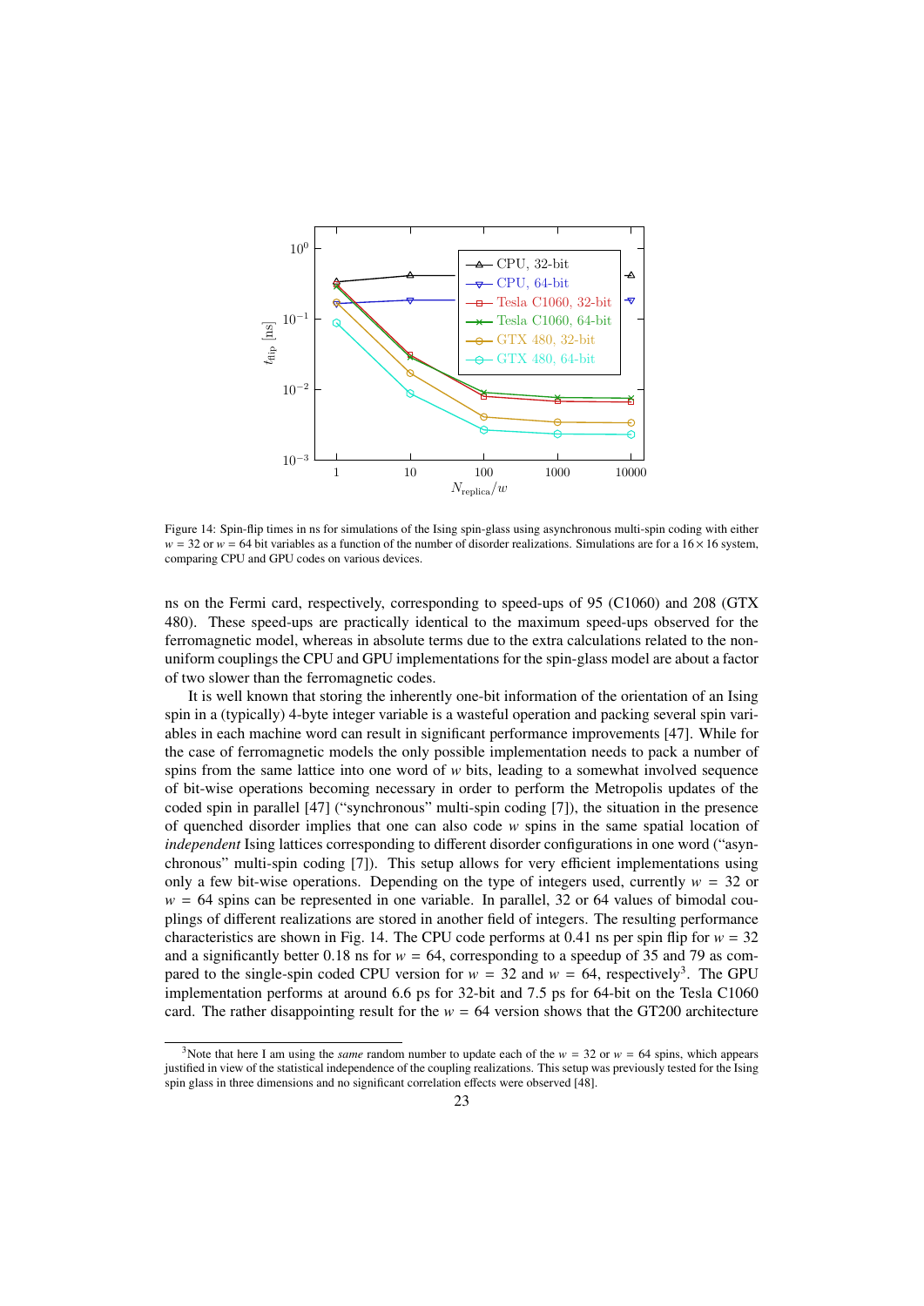Figure 14: Spin-flip times in ns for simulations of the Ising spin-glass using asynchronous multi-spin coding with either $w = 32$ or $w = 64$ bit variables as a function of the number of disorder realizations. Simulations are for a $16 \times 16$ system, comparing CPU and GPU codes on various devices.

ns on the Fermi card, respectively, corresponding to speed-ups of 95 (C1060) and 208 (GTX 480). These speed-ups are practically identical to the maximum speed-ups observed for the ferromagnetic model, whereas in absolute terms due to the extra calculations related to the non-uniform couplings the CPU and GPU implementations for the spin-glass model are about a factor of two slower than the ferromagnetic codes.

It is well known that storing the inherently one-bit information of the orientation of an Ising spin in a (typically) 4-byte integer variable is a wasteful operation and packing several spin variables in each machine word can result in significant performance improvements [47]. While for the case of ferromagnetic models the only possible implementation needs to pack a number of spins from the same lattice into one word of $w$ bits, leading to a somewhat involved sequence of bit-wise operations becoming necessary in order to perform the Metropolis updates of the coded spin in parallel [47] ("synchronous" multi-spin coding [7]), the situation in the presence of quenched disorder implies that one can also code $w$ spins in the same spatial location of *independent* Ising lattices corresponding to different disorder configurations in one word ("asynchronous" multi-spin coding [7]). This setup allows for very efficient implementations using only a few bit-wise operations. Depending on the type of integers used, currently $w = 32$ or $w = 64$ spins can be represented in one variable. In parallel, 32 or 64 values of bimodal couplings of different realizations are stored in another field of integers. The resulting performance characteristics are shown in Fig. 14. The CPU code performs at 0.41 ns per spin flip for $w = 32$ and a significantly better 0.18 ns for $w = 64$, corresponding to a speedup of 35 and 79 as compared to the single-spin coded CPU version for $w = 32$ and $w = 64$, respectively[3]. The GPU implementation performs at around 6.6 ps for 32-bit and 7.5 ps for 64-bit on the Tesla C1060 card. The rather disappointing result for the $w = 64$ version shows that the GT200 architecture

[3]Note that here I am using the *same* random number to update each of the $w = 32$ or $w = 64$ spins, which appears justified in view of the statistical independence of the coupling realizations. This setup was previously tested for the Ising spin glass in three dimensions and no significant correlation effects were observed [48].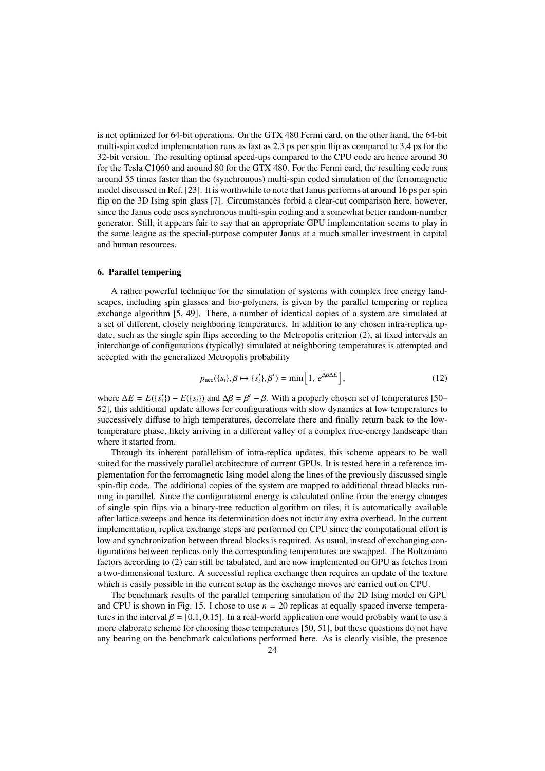is not optimized for 64-bit operations. On the GTX 480 Fermi card, on the other hand, the 64-bit multi-spin coded implementation runs as fast as 2.3 ps per spin flip as compared to 3.4 ps for the 32-bit version. The resulting optimal speed-ups compared to the CPU code are hence around 30 for the Tesla C1060 and around 80 for the GTX 480. For the Fermi card, the resulting code runs around 55 times faster than the (synchronous) multi-spin coded simulation of the ferromagnetic model discussed in Ref. [23]. It is worthwhile to note that Janus performs at around 16 ps per spin flip on the 3D Ising spin glass [7]. Circumstances forbid a clear-cut comparison here, however, since the Janus code uses synchronous multi-spin coding and a somewhat better random-number generator. Still, it appears fair to say that an appropriate GPU implementation seems to play in the same league as the special-purpose computer Janus at a much smaller investment in capital and human resources.

## 6. Parallel tempering

A rather powerful technique for the simulation of systems with complex free energy landscapes, including spin glasses and bio-polymers, is given by the parallel tempering or replica exchange algorithm [5, 49]. There, a number of identical copies of a system are simulated at a set of different, closely neighboring temperatures. In addition to any chosen intra-replica update, such as the single spin flips according to the Metropolis criterion (2), at fixed intervals an interchange of configurations (typically) simulated at neighboring temperatures is attempted and accepted with the generalized Metropolis probability

$$p_{\mathrm{acc}}(\{s_i\}, \beta \mapsto \{s_i'\}, \beta') = \min\left[1,\, e^{\Delta\beta\Delta E}\right], \tag{12}$$

where $\Delta E = E(\{s_i'\}) - E(\{s_i\})$ and $\Delta\beta = \beta' - \beta$. With a properly chosen set of temperatures [50–52], this additional update allows for configurations with slow dynamics at low temperatures to successively diffuse to high temperatures, decorrelate there and finally return back to the low-temperature phase, likely arriving in a different valley of a complex free-energy landscape than where it started from.

Through its inherent parallelism of intra-replica updates, this scheme appears to be well suited for the massively parallel architecture of current GPUs. It is tested here in a reference implementation for the ferromagnetic Ising model along the lines of the previously discussed single spin-flip code. The additional copies of the system are mapped to additional thread blocks running in parallel. Since the configurational energy is calculated online from the energy changes of single spin flips via a binary-tree reduction algorithm on tiles, it is automatically available after lattice sweeps and hence its determination does not incur any extra overhead. In the current implementation, replica exchange steps are performed on CPU since the computational effort is low and synchronization between thread blocks is required. As usual, instead of exchanging configurations between replicas only the corresponding temperatures are swapped. The Boltzmann factors according to (2) can still be tabulated, and are now implemented on GPU as fetches from a two-dimensional texture. A successful replica exchange then requires an update of the texture which is easily possible in the current setup as the exchange moves are carried out on CPU.

The benchmark results of the parallel tempering simulation of the 2D Ising model on GPU and CPU is shown in Fig. 15. I chose to use $n = 20$ replicas at equally spaced inverse temperatures in the interval $\beta = [0.1, 0.15]$. In a real-world application one would probably want to use a more elaborate scheme for choosing these temperatures [50, 51], but these questions do not have any bearing on the benchmark calculations performed here. As is clearly visible, the presence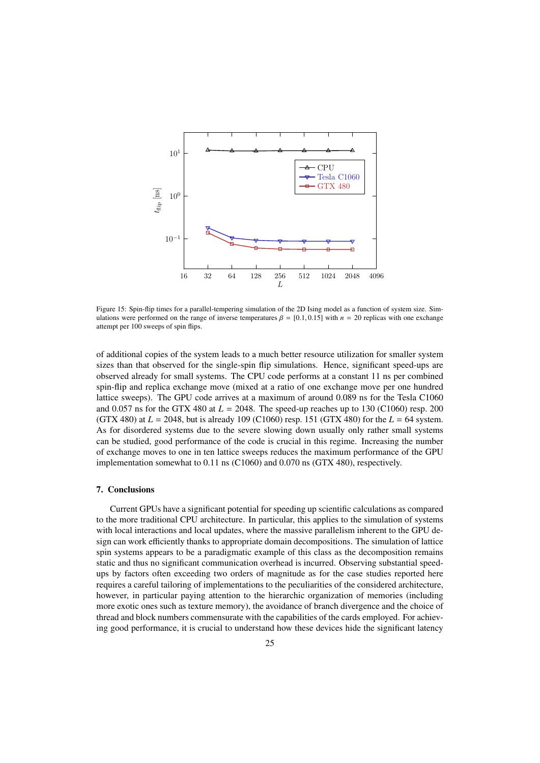Figure 15: Spin-flip times for a parallel-tempering simulation of the 2D Ising model as a function of system size. Simulations were performed on the range of inverse temperatures $\beta = [0.1, 0.15]$ with $n = 20$ replicas with one exchange attempt per 100 sweeps of spin flips.

of additional copies of the system leads to a much better resource utilization for smaller system sizes than that observed for the single-spin flip simulations. Hence, significant speed-ups are observed already for small systems. The CPU code performs at a constant 11 ns per combined spin-flip and replica exchange move (mixed at a ratio of one exchange move per one hundred lattice sweeps). The GPU code arrives at a maximum of around 0.089 ns for the Tesla C1060 and 0.057 ns for the GTX 480 at $L = 2048$. The speed-up reaches up to 130 (C1060) resp. 200 (GTX 480) at $L = 2048$, but is already 109 (C1060) resp. 151 (GTX 480) for the $L = 64$ system. As for disordered systems due to the severe slowing down usually only rather small systems can be studied, good performance of the code is crucial in this regime. Increasing the number of exchange moves to one in ten lattice sweeps reduces the maximum performance of the GPU implementation somewhat to 0.11 ns (C1060) and 0.070 ns (GTX 480), respectively.

## 7. Conclusions

Current GPUs have a significant potential for speeding up scientific calculations as compared to the more traditional CPU architecture. In particular, this applies to the simulation of systems with local interactions and local updates, where the massive parallelism inherent to the GPU design can work efficiently thanks to appropriate domain decompositions. The simulation of lattice spin systems appears to be a paradigmatic example of this class as the decomposition remains static and thus no significant communication overhead is incurred. Observing substantial speed-ups by factors often exceeding two orders of magnitude as for the case studies reported here requires a careful tailoring of implementations to the peculiarities of the considered architecture, however, in particular paying attention to the hierarchic organization of memories (including more exotic ones such as texture memory), the avoidance of branch divergence and the choice of thread and block numbers commensurate with the capabilities of the cards employed. For achieving good performance, it is crucial to understand how these devices hide the significant latency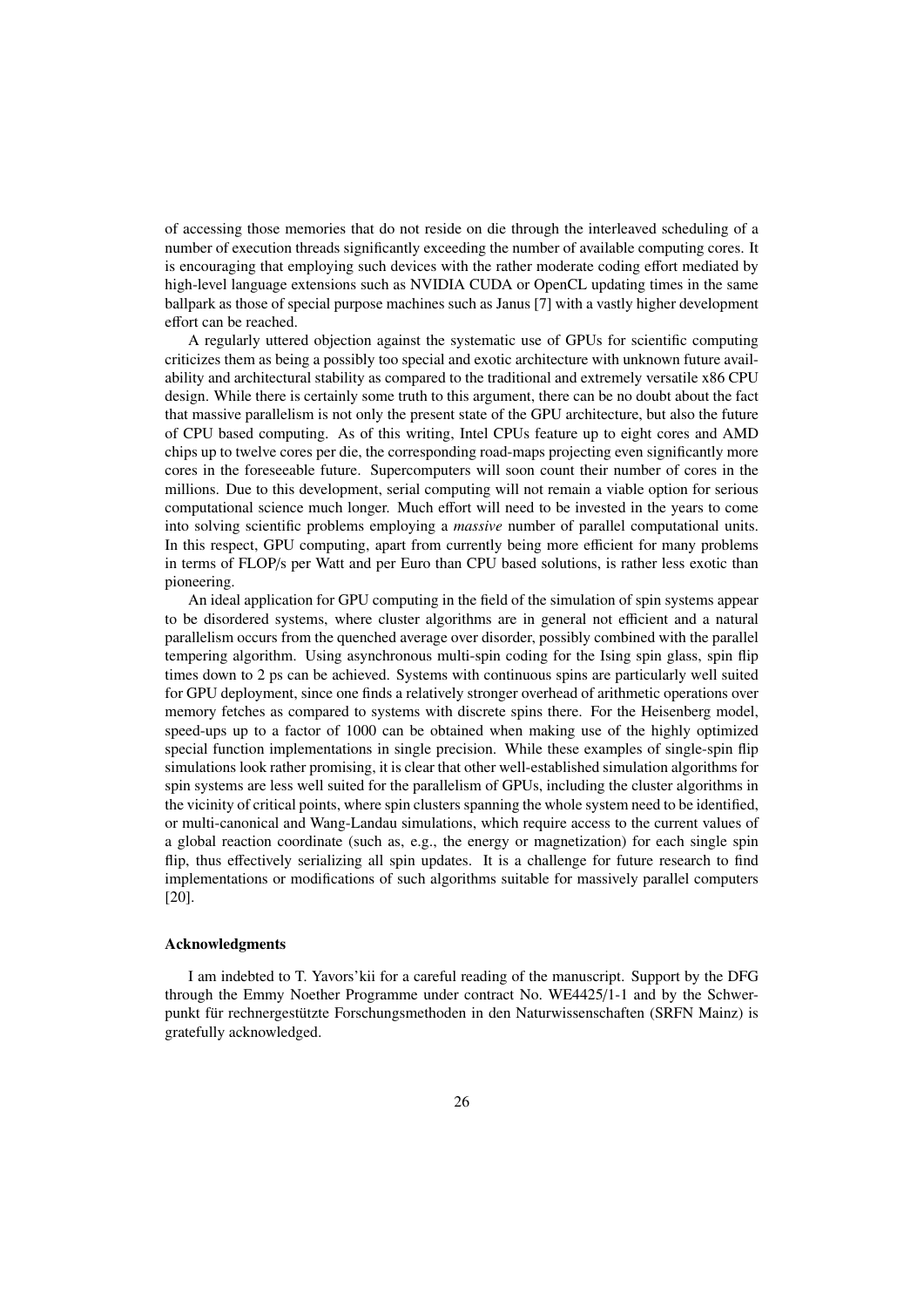of accessing those memories that do not reside on die through the interleaved scheduling of a number of execution threads significantly exceeding the number of available computing cores. It is encouraging that employing such devices with the rather moderate coding effort mediated by high-level language extensions such as NVIDIA CUDA or OpenCL updating times in the same ballpark as those of special purpose machines such as Janus [7] with a vastly higher development effort can be reached.

A regularly uttered objection against the systematic use of GPUs for scientific computing criticizes them as being a possibly too special and exotic architecture with unknown future availability and architectural stability as compared to the traditional and extremely versatile x86 CPU design. While there is certainly some truth to this argument, there can be no doubt about the fact that massive parallelism is not only the present state of the GPU architecture, but also the future of CPU based computing. As of this writing, Intel CPUs feature up to eight cores and AMD chips up to twelve cores per die, the corresponding road-maps projecting even significantly more cores in the foreseeable future. Supercomputers will soon count their number of cores in the millions. Due to this development, serial computing will not remain a viable option for serious computational science much longer. Much effort will need to be invested in the years to come into solving scientific problems employing a *massive* number of parallel computational units. In this respect, GPU computing, apart from currently being more efficient for many problems in terms of FLOP/s per Watt and per Euro than CPU based solutions, is rather less exotic than pioneering.

An ideal application for GPU computing in the field of the simulation of spin systems appear to be disordered systems, where cluster algorithms are in general not efficient and a natural parallelism occurs from the quenched average over disorder, possibly combined with the parallel tempering algorithm. Using asynchronous multi-spin coding for the Ising spin glass, spin flip times down to 2 ps can be achieved. Systems with continuous spins are particularly well suited for GPU deployment, since one finds a relatively stronger overhead of arithmetic operations over memory fetches as compared to systems with discrete spins there. For the Heisenberg model, speed-ups up to a factor of 1000 can be obtained when making use of the highly optimized special function implementations in single precision. While these examples of single-spin flip simulations look rather promising, it is clear that other well-established simulation algorithms for spin systems are less well suited for the parallelism of GPUs, including the cluster algorithms in the vicinity of critical points, where spin clusters spanning the whole system need to be identified, or multi-canonical and Wang-Landau simulations, which require access to the current values of a global reaction coordinate (such as, e.g., the energy or magnetization) for each single spin flip, thus effectively serializing all spin updates. It is a challenge for future research to find implementations or modifications of such algorithms suitable for massively parallel computers [20].

### Acknowledgments

I am indebted to T. Yavors'kii for a careful reading of the manuscript. Support by the DFG through the Emmy Noether Programme under contract No. WE4425/1-1 and by the Schwerpunkt für rechnergestützte Forschungsmethoden in den Naturwissenschaften (SRFN Mainz) is gratefully acknowledged.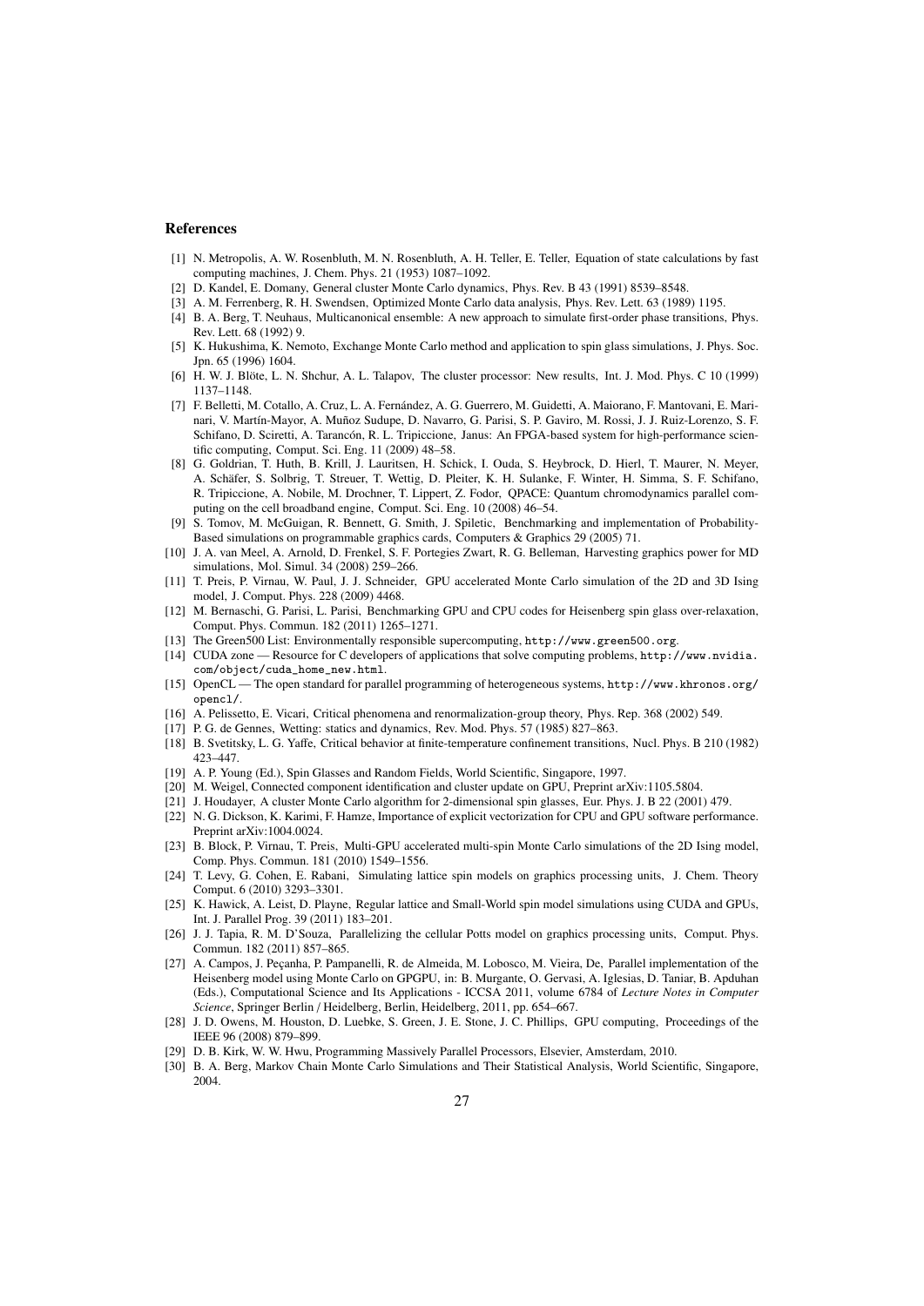## References

[1] N. Metropolis, A. W. Rosenbluth, M. N. Rosenbluth, A. H. Teller, E. Teller, Equation of state calculations by fast computing machines, J. Chem. Phys. 21 (1953) 1087–1092.

[2] D. Kandel, E. Domany, General cluster Monte Carlo dynamics, Phys. Rev. B 43 (1991) 8539–8548.

[3] A. M. Ferrenberg, R. H. Swendsen, Optimized Monte Carlo data analysis, Phys. Rev. Lett. 63 (1989) 1195.

[4] B. A. Berg, T. Neuhaus, Multicanonical ensemble: A new approach to simulate first-order phase transitions, Phys. Rev. Lett. 68 (1992) 9.

[5] K. Hukushima, K. Nemoto, Exchange Monte Carlo method and application to spin glass simulations, J. Phys. Soc. Jpn. 65 (1996) 1604.

[6] H. W. J. Blöte, L. N. Shchur, A. L. Talapov, The cluster processor: New results, Int. J. Mod. Phys. C 10 (1999) 1137–1148.

[7] F. Belletti, M. Cotallo, A. Cruz, L. A. Fernández, A. G. Guerrero, M. Guidetti, A. Maiorano, F. Mantovani, E. Marinari, V. Martín-Mayor, A. Muñoz Sudupe, D. Navarro, G. Parisi, S. P. Gaviro, M. Rossi, J. J. Ruiz-Lorenzo, S. F. Schifano, D. Sciretti, A. Tarancón, R. L. Tripiccione, Janus: An FPGA-based system for high-performance scientific computing, Comput. Sci. Eng. 11 (2009) 48–58.

[8] G. Goldrian, T. Huth, B. Krill, J. Lauritsen, H. Schick, I. Ouda, S. Heybrock, D. Hierl, T. Maurer, N. Meyer, A. Schäfer, S. Solbrig, T. Streuer, T. Wettig, D. Pleiter, K. H. Sulanke, F. Winter, H. Simma, S. F. Schifano, R. Tripiccione, A. Nobile, M. Drochner, T. Lippert, Z. Fodor, QPACE: Quantum chromodynamics parallel computing on the cell broadband engine, Comput. Sci. Eng. 10 (2008) 46–54.

[9] S. Tomov, M. McGuigan, R. Bennett, G. Smith, J. Spiletic, Benchmarking and implementation of Probability-Based simulations on programmable graphics cards, Computers & Graphics 29 (2005) 71.

[10] J. A. van Meel, A. Arnold, D. Frenkel, S. F. Portegies Zwart, R. G. Belleman, Harvesting graphics power for MD simulations, Mol. Simul. 34 (2008) 259–266.

[11] T. Preis, P. Virnau, W. Paul, J. J. Schneider, GPU accelerated Monte Carlo simulation of the 2D and 3D Ising model, J. Comput. Phys. 228 (2009) 4468.

[12] M. Bernaschi, G. Parisi, L. Parisi, Benchmarking GPU and CPU codes for Heisenberg spin glass over-relaxation, Comput. Phys. Commun. 182 (2011) 1265–1271.

[13] The Green500 List: Environmentally responsible supercomputing, http://www.green500.org.

[14] CUDA zone — Resource for C developers of applications that solve computing problems, http://www.nvidia.com/object/cuda_home_new.html.

[15] OpenCL — The open standard for parallel programming of heterogeneous systems, http://www.khronos.org/opencl/.

[16] A. Pelissetto, E. Vicari, Critical phenomena and renormalization-group theory, Phys. Rep. 368 (2002) 549.

[17] P. G. de Gennes, Wetting: statics and dynamics, Rev. Mod. Phys. 57 (1985) 827–863.

[18] B. Svetitsky, L. G. Yaffe, Critical behavior at finite-temperature confinement transitions, Nucl. Phys. B 210 (1982) 423–447.

[19] A. P. Young (Ed.), Spin Glasses and Random Fields, World Scientific, Singapore, 1997.

[20] M. Weigel, Connected component identification and cluster update on GPU, Preprint arXiv:1105.5804.

[21] J. Houdayer, A cluster Monte Carlo algorithm for 2-dimensional spin glasses, Eur. Phys. J. B 22 (2001) 479.

[22] N. G. Dickson, K. Karimi, F. Hamze, Importance of explicit vectorization for CPU and GPU software performance. Preprint arXiv:1004.0024.

[23] B. Block, P. Virnau, T. Preis, Multi-GPU accelerated multi-spin Monte Carlo simulations of the 2D Ising model, Comp. Phys. Commun. 181 (2010) 1549–1556.

[24] T. Levy, G. Cohen, E. Rabani, Simulating lattice spin models on graphics processing units, J. Chem. Theory Comput. 6 (2010) 3293–3301.

[25] K. Hawick, A. Leist, D. Playne, Regular lattice and Small-World spin model simulations using CUDA and GPUs, Int. J. Parallel Prog. 39 (2011) 183–201.

[26] J. J. Tapia, R. M. D'Souza, Parallelizing the cellular Potts model on graphics processing units, Comput. Phys. Commun. 182 (2011) 857–865.

[27] A. Campos, J. Peçanha, P. Pampanelli, R. de Almeida, M. Lobosco, M. Vieira, De, Parallel implementation of the Heisenberg model using Monte Carlo on GPGPU, in: B. Murgante, O. Gervasi, A. Iglesias, D. Taniar, B. Apduhan (Eds.), Computational Science and Its Applications - ICCSA 2011, volume 6784 of *Lecture Notes in Computer Science*, Springer Berlin / Heidelberg, Berlin, Heidelberg, 2011, pp. 654–667.

[28] J. D. Owens, M. Houston, D. Luebke, S. Green, J. E. Stone, J. C. Phillips, GPU computing, Proceedings of the IEEE 96 (2008) 879–899.

[29] D. B. Kirk, W. W. Hwu, Programming Massively Parallel Processors, Elsevier, Amsterdam, 2010.

[30] B. A. Berg, Markov Chain Monte Carlo Simulations and Their Statistical Analysis, World Scientific, Singapore, 2004.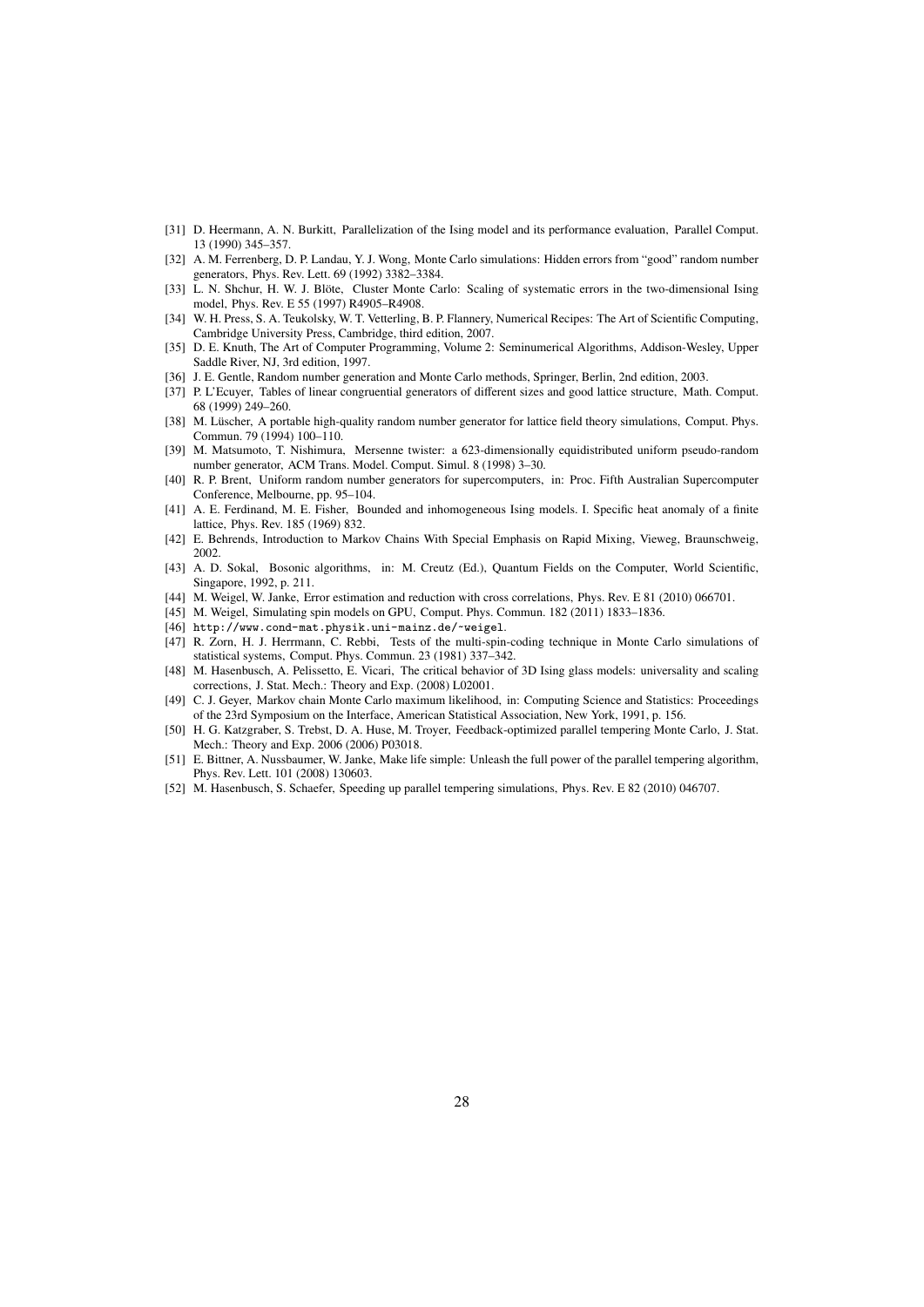[31] D. Heermann, A. N. Burkitt, Parallelization of the Ising model and its performance evaluation, Parallel Comput. 13 (1990) 345–357.

[32] A. M. Ferrenberg, D. P. Landau, Y. J. Wong, Monte Carlo simulations: Hidden errors from "good" random number generators, Phys. Rev. Lett. 69 (1992) 3382–3384.

[33] L. N. Shchur, H. W. J. Blöte, Cluster Monte Carlo: Scaling of systematic errors in the two-dimensional Ising model, Phys. Rev. E 55 (1997) R4905–R4908.

[34] W. H. Press, S. A. Teukolsky, W. T. Vetterling, B. P. Flannery, Numerical Recipes: The Art of Scientific Computing, Cambridge University Press, Cambridge, third edition, 2007.

[35] D. E. Knuth, The Art of Computer Programming, Volume 2: Seminumerical Algorithms, Addison-Wesley, Upper Saddle River, NJ, 3rd edition, 1997.

[36] J. E. Gentle, Random number generation and Monte Carlo methods, Springer, Berlin, 2nd edition, 2003.

[37] P. L'Ecuyer, Tables of linear congruential generators of different sizes and good lattice structure, Math. Comput. 68 (1999) 249–260.

[38] M. Lüscher, A portable high-quality random number generator for lattice field theory simulations, Comput. Phys. Commun. 79 (1994) 100–110.

[39] M. Matsumoto, T. Nishimura, Mersenne twister: a 623-dimensionally equidistributed uniform pseudo-random number generator, ACM Trans. Model. Comput. Simul. 8 (1998) 3–30.

[40] R. P. Brent, Uniform random number generators for supercomputers, in: Proc. Fifth Australian Supercomputer Conference, Melbourne, pp. 95–104.

[41] A. E. Ferdinand, M. E. Fisher, Bounded and inhomogeneous Ising models. I. Specific heat anomaly of a finite lattice, Phys. Rev. 185 (1969) 832.

[42] E. Behrends, Introduction to Markov Chains With Special Emphasis on Rapid Mixing, Vieweg, Braunschweig, 2002.

[43] A. D. Sokal, Bosonic algorithms, in: M. Creutz (Ed.), Quantum Fields on the Computer, World Scientific, Singapore, 1992, p. 211.

[44] M. Weigel, W. Janke, Error estimation and reduction with cross correlations, Phys. Rev. E 81 (2010) 066701.

[45] M. Weigel, Simulating spin models on GPU, Comput. Phys. Commun. 182 (2011) 1833–1836.

[46] `http://www.cond-mat.physik.uni-mainz.de/~weigel`.

[47] R. Zorn, H. J. Herrmann, C. Rebbi, Tests of the multi-spin-coding technique in Monte Carlo simulations of statistical systems, Comput. Phys. Commun. 23 (1981) 337–342.

[48] M. Hasenbusch, A. Pelissetto, E. Vicari, The critical behavior of 3D Ising glass models: universality and scaling corrections, J. Stat. Mech.: Theory and Exp. (2008) L02001.

[49] C. J. Geyer, Markov chain Monte Carlo maximum likelihood, in: Computing Science and Statistics: Proceedings of the 23rd Symposium on the Interface, American Statistical Association, New York, 1991, p. 156.

[50] H. G. Katzgraber, S. Trebst, D. A. Huse, M. Troyer, Feedback-optimized parallel tempering Monte Carlo, J. Stat. Mech.: Theory and Exp. 2006 (2006) P03018.

[51] E. Bittner, A. Nussbaumer, W. Janke, Make life simple: Unleash the full power of the parallel tempering algorithm, Phys. Rev. Lett. 101 (2008) 130603.

[52] M. Hasenbusch, S. Schaefer, Speeding up parallel tempering simulations, Phys. Rev. E 82 (2010) 046707.